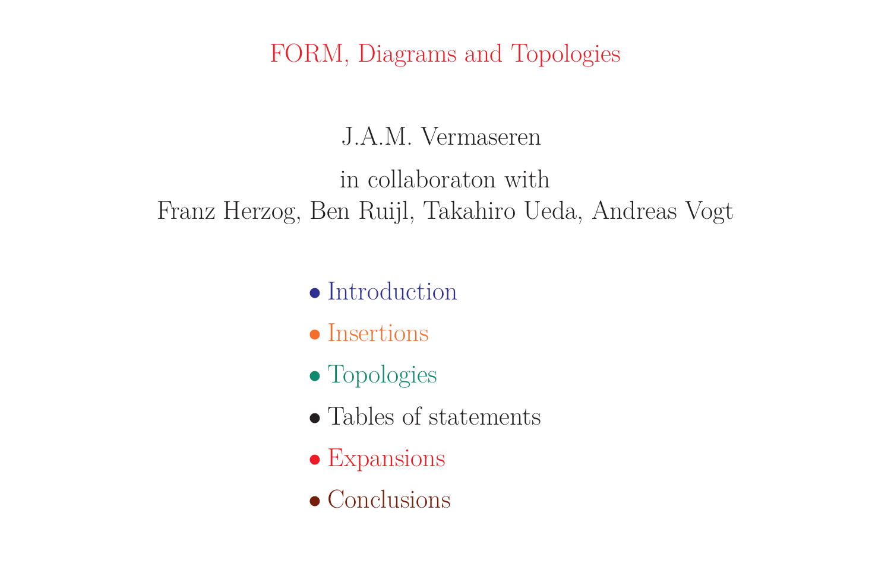# FORM, Diagrams and Topologies

J.A.M. Vermaseren

in collaboraton with
Franz Herzog, Ben Ruijl, Takahiro Ueda, Andreas Vogt

- Introduction
- Insertions
- Topologies
- Tables of statements
- Expansions
- Conclusions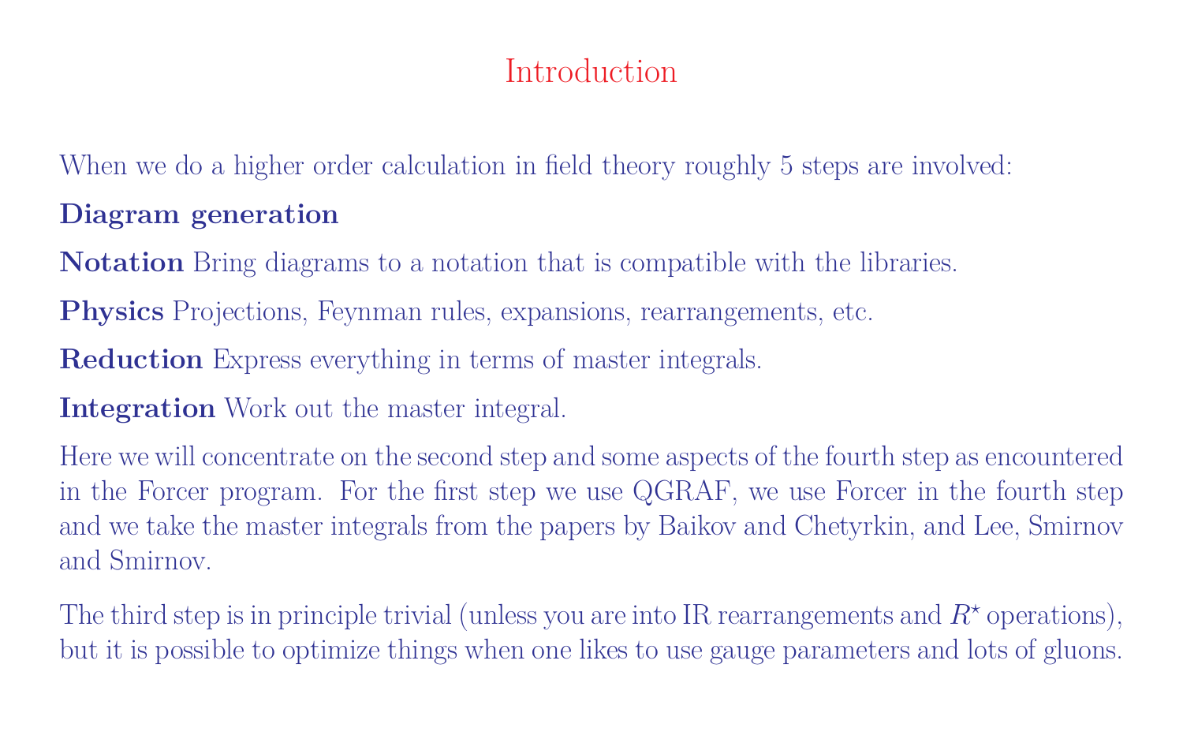# Introduction

When we do a higher order calculation in field theory roughly 5 steps are involved:

**Diagram generation**

**Notation** Bring diagrams to a notation that is compatible with the libraries.

**Physics** Projections, Feynman rules, expansions, rearrangements, etc.

**Reduction** Express everything in terms of master integrals.

**Integration** Work out the master integral.

Here we will concentrate on the second step and some aspects of the fourth step as encountered in the Forcer program. For the first step we use QGRAF, we use Forcer in the fourth step and we take the master integrals from the papers by Baikov and Chetyrkin, and Lee, Smirnov and Smirnov.

The third step is in principle trivial (unless you are into IR rearrangements and $R^\star$ operations), but it is possible to optimize things when one likes to use gauge parameters and lots of gluons.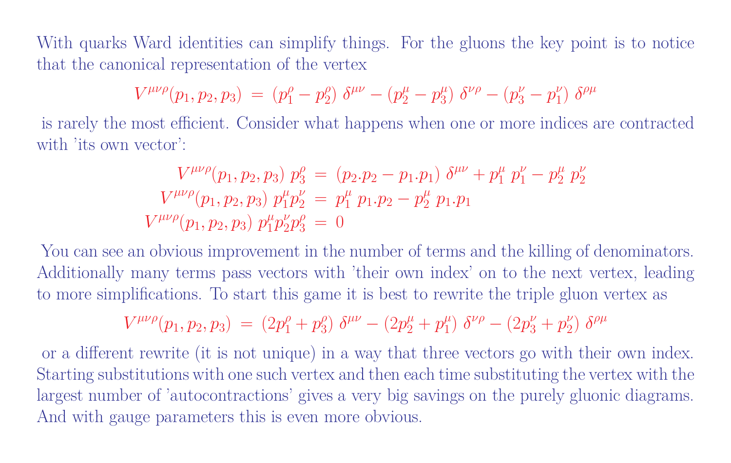With quarks Ward identities can simplify things. For the gluons the key point is to notice that the canonical representation of the vertex

$$V^{\mu\nu\rho}(p_1,p_2,p_3) \;=\; (p_1^\rho - p_2^\rho)\;\delta^{\mu\nu} - (p_2^\mu - p_3^\mu)\;\delta^{\nu\rho} - (p_3^\nu - p_1^\nu)\;\delta^{\rho\mu}$$

is rarely the most efficient. Consider what happens when one or more indices are contracted with 'its own vector':

$$\begin{aligned}
V^{\mu\nu\rho}(p_1,p_2,p_3)\;p_3^\rho \;&=\; (p_2.p_2 - p_1.p_1)\;\delta^{\mu\nu} + p_1^\mu\;p_1^\nu - p_2^\mu\;p_2^\nu \\
V^{\mu\nu\rho}(p_1,p_2,p_3)\;p_1^\mu p_2^\nu \;&=\; p_1^\mu\;p_1.p_2 - p_2^\mu\;p_1.p_1 \\
V^{\mu\nu\rho}(p_1,p_2,p_3)\;p_1^\mu p_2^\nu p_3^\rho \;&=\; 0
\end{aligned}$$

You can see an obvious improvement in the number of terms and the killing of denominators. Additionally many terms pass vectors with 'their own index' on to the next vertex, leading to more simplifications. To start this game it is best to rewrite the triple gluon vertex as

$$V^{\mu\nu\rho}(p_1,p_2,p_3) \;=\; (2p_1^\rho + p_3^\rho)\;\delta^{\mu\nu} - (2p_2^\mu + p_1^\mu)\;\delta^{\nu\rho} - (2p_3^\nu + p_2^\nu)\;\delta^{\rho\mu}$$

or a different rewrite (it is not unique) in a way that three vectors go with their own index. Starting substitutions with one such vertex and then each time substituting the vertex with the largest number of 'autocontractions' gives a very big savings on the purely gluonic diagrams. And with gauge parameters this is even more obvious.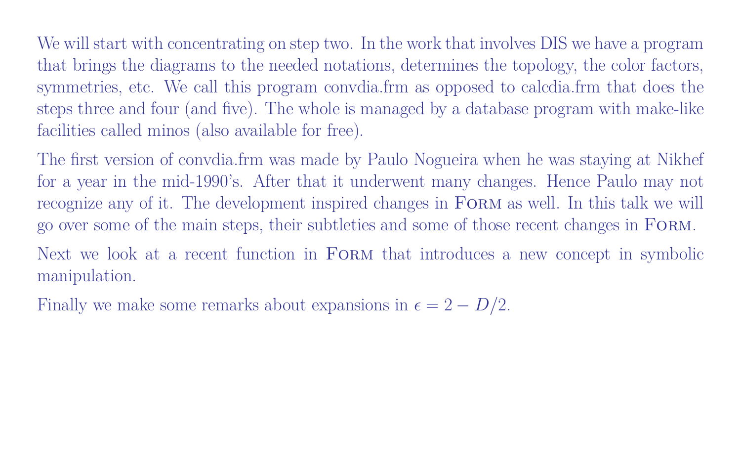We will start with concentrating on step two. In the work that involves DIS we have a program that brings the diagrams to the needed notations, determines the topology, the color factors, symmetries, etc. We call this program convdia.frm as opposed to calcdia.frm that does the steps three and four (and five). The whole is managed by a database program with make-like facilities called minos (also available for free).

The first version of convdia.frm was made by Paulo Nogueira when he was staying at Nikhef for a year in the mid-1990's. After that it underwent many changes. Hence Paulo may not recognize any of it. The development inspired changes in FORM as well. In this talk we will go over some of the main steps, their subtleties and some of those recent changes in FORM.

Next we look at a recent function in FORM that introduces a new concept in symbolic manipulation.

Finally we make some remarks about expansions in $\epsilon = 2 - D/2$.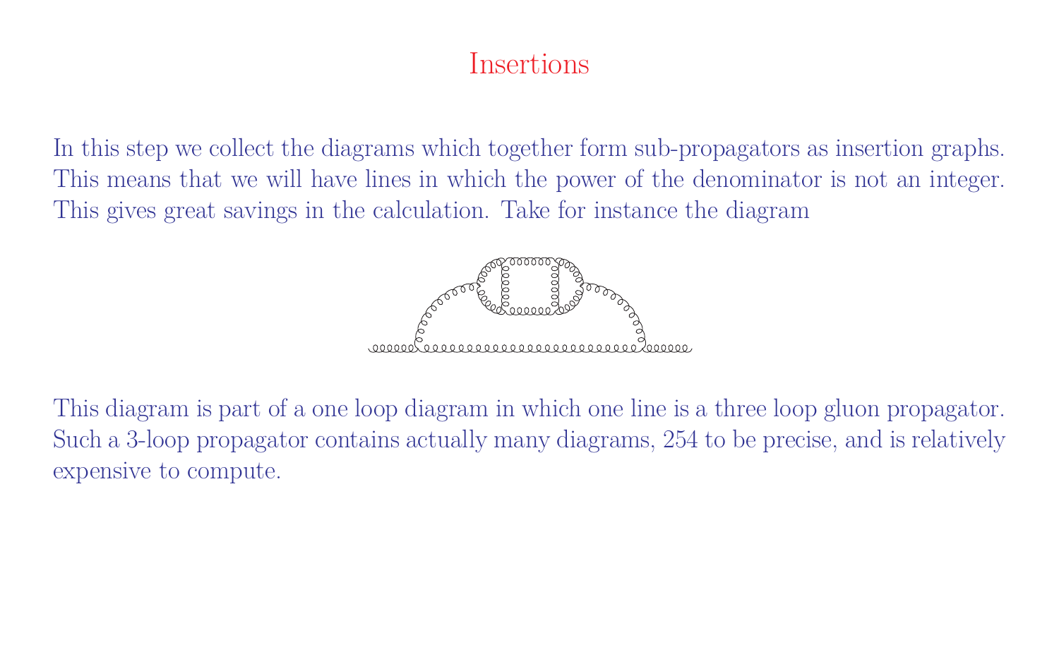# Insertions

In this step we collect the diagrams which together form sub-propagators as insertion graphs. This means that we will have lines in which the power of the denominator is not an integer. This gives great savings in the calculation. Take for instance the diagram

This diagram is part of a one loop diagram in which one line is a three loop gluon propagator. Such a 3-loop propagator contains actually many diagrams, 254 to be precise, and is relatively expensive to compute.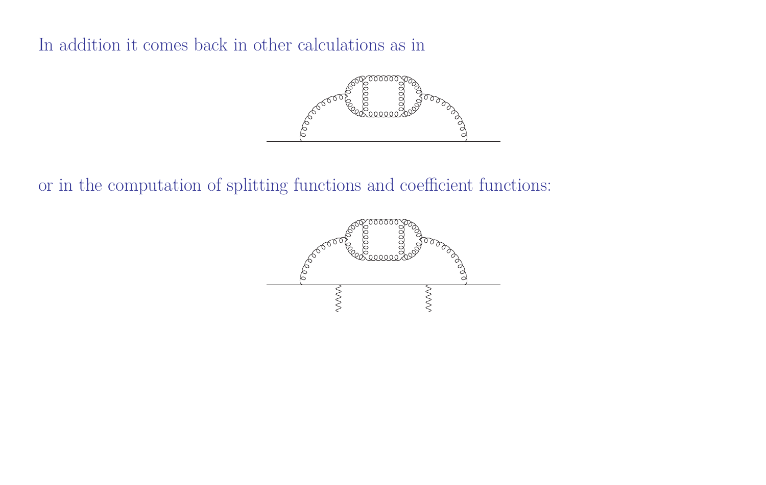In addition it comes back in other calculations as in

or in the computation of splitting functions and coefficient functions: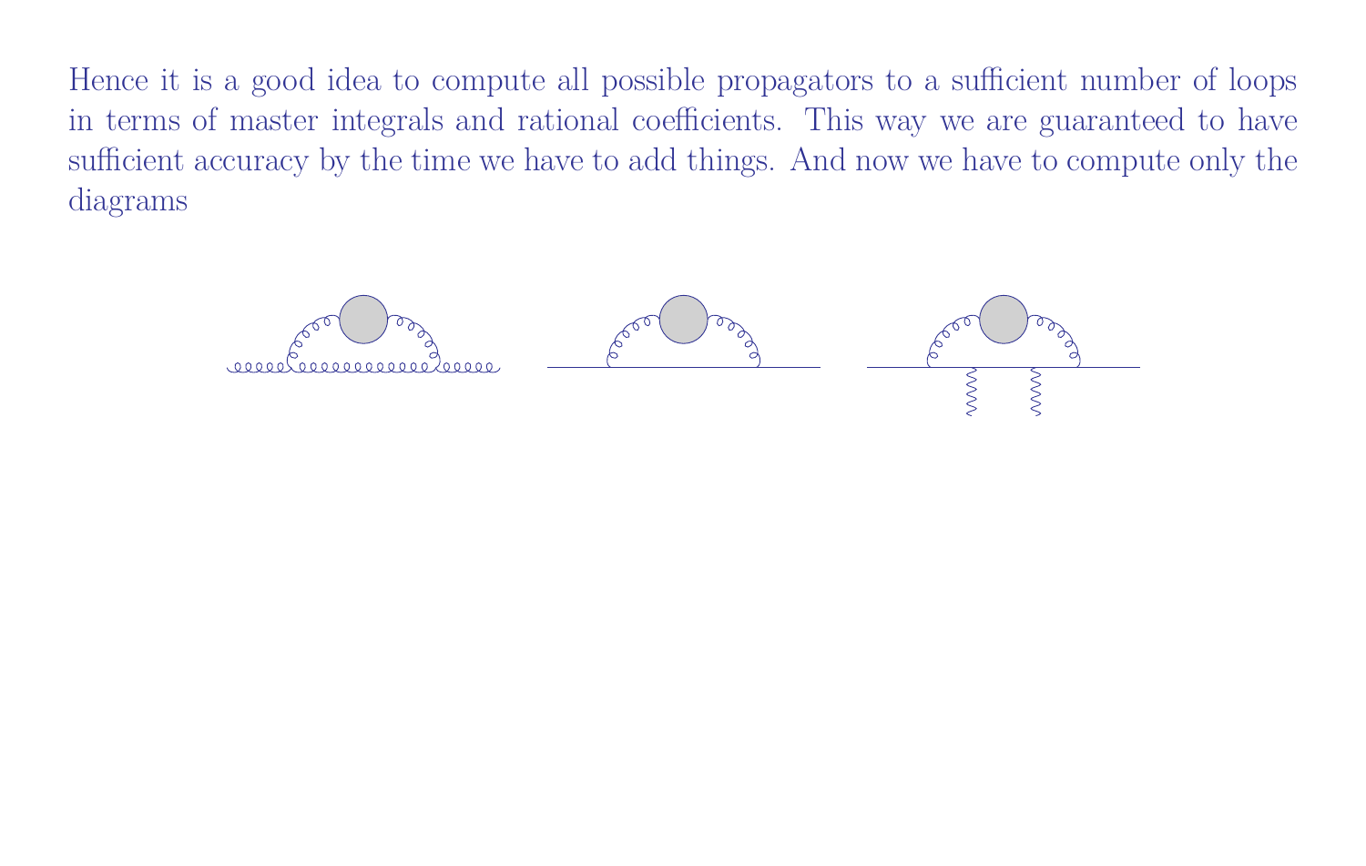Hence it is a good idea to compute all possible propagators to a sufficient number of loops in terms of master integrals and rational coefficients. This way we are guaranteed to have sufficient accuracy by the time we have to add things. And now we have to compute only the diagrams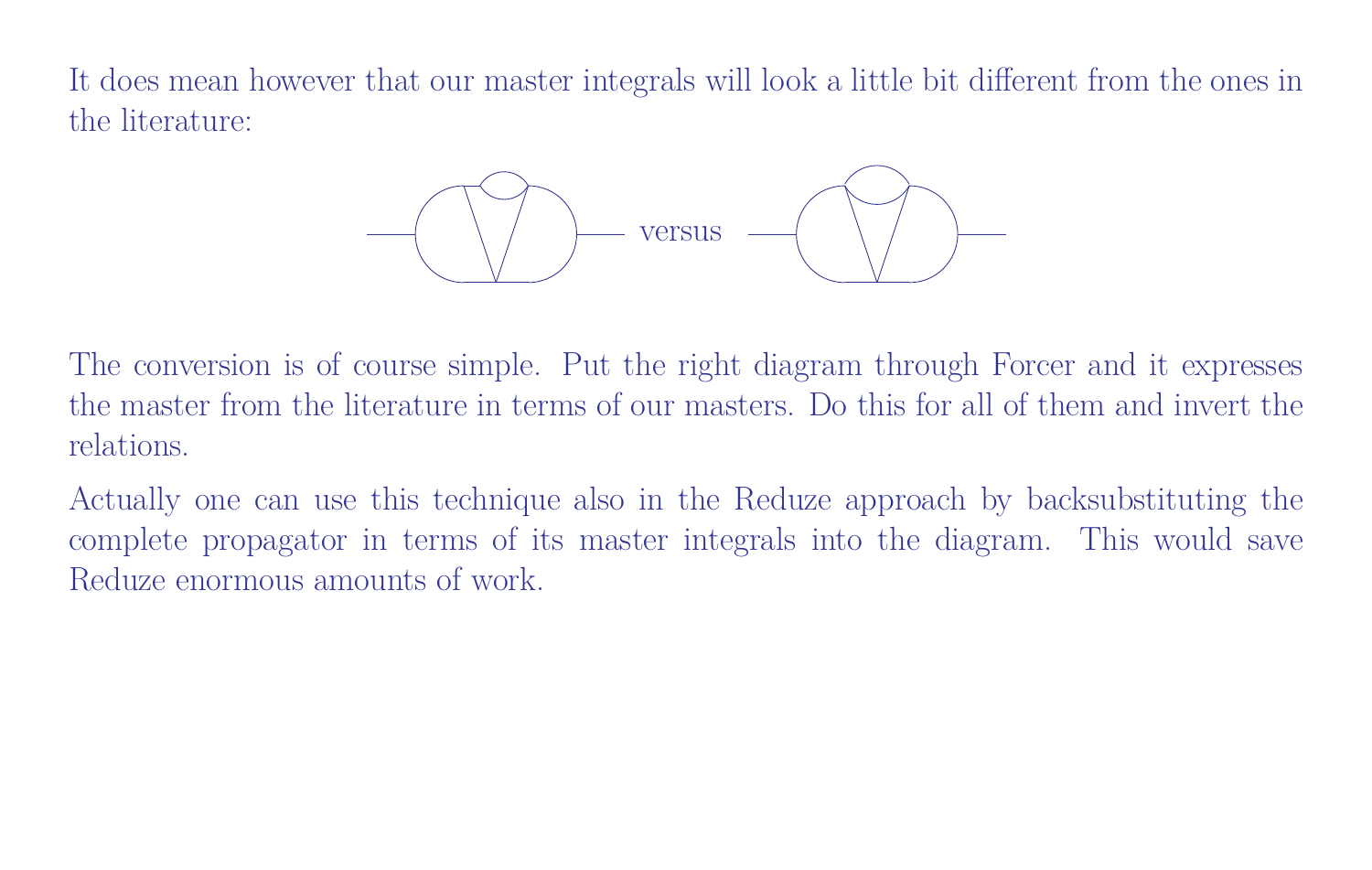It does mean however that our master integrals will look a little bit different from the ones in the literature:

versus

The conversion is of course simple. Put the right diagram through Forcer and it expresses the master from the literature in terms of our masters. Do this for all of them and invert the relations.

Actually one can use this technique also in the Reduze approach by backsubstituting the complete propagator in terms of its master integrals into the diagram. This would save Reduze enormous amounts of work.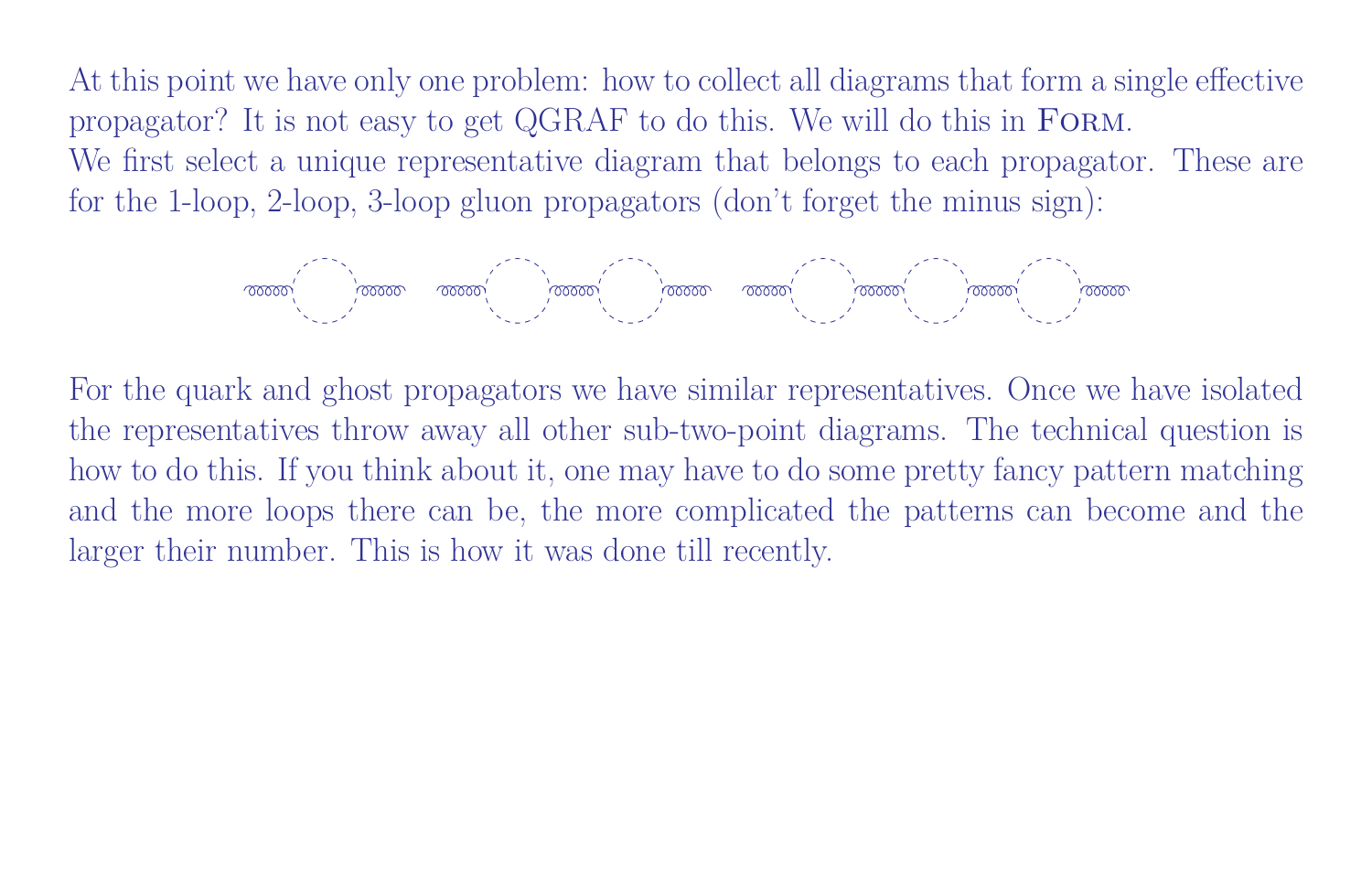At this point we have only one problem: how to collect all diagrams that form a single effective propagator? It is not easy to get QGRAF to do this. We will do this in FORM.

We first select a unique representative diagram that belongs to each propagator. These are for the 1-loop, 2-loop, 3-loop gluon propagators (don't forget the minus sign):

For the quark and ghost propagators we have similar representatives. Once we have isolated the representatives throw away all other sub-two-point diagrams. The technical question is how to do this. If you think about it, one may have to do some pretty fancy pattern matching and the more loops there can be, the more complicated the patterns can become and the larger their number. This is how it was done till recently.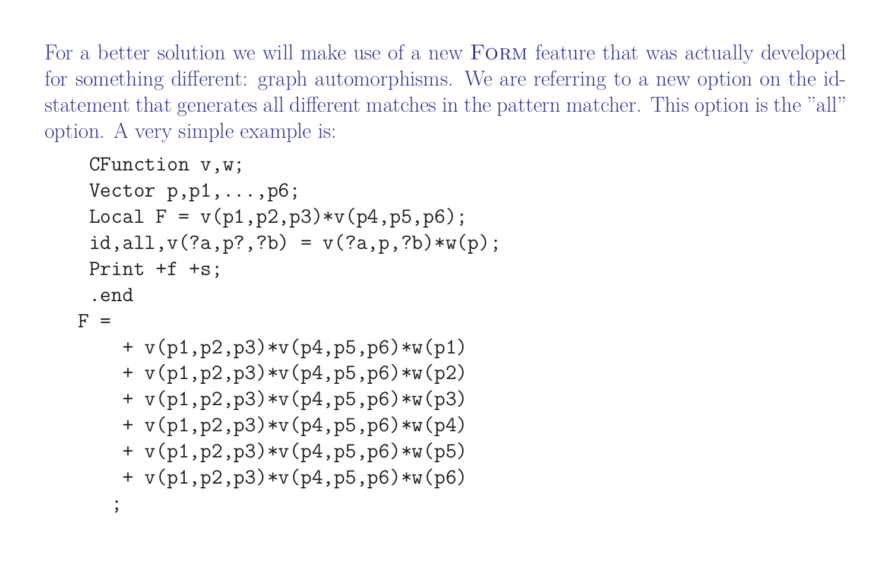For a better solution we will make use of a new FORM feature that was actually developed for something different: graph automorphisms. We are referring to a new option on the id-statement that generates all different matches in the pattern matcher. This option is the "all" option. A very simple example is:

```
CFunction v,w;
Vector p,p1,...,p6;
Local F = v(p1,p2,p3)*v(p4,p5,p6);
id,all,v(?a,p?,?b) = v(?a,p,?b)*w(p);
Print +f +s;
.end
```

```
F =
   + v(p1,p2,p3)*v(p4,p5,p6)*w(p1)
   + v(p1,p2,p3)*v(p4,p5,p6)*w(p2)
   + v(p1,p2,p3)*v(p4,p5,p6)*w(p3)
   + v(p1,p2,p3)*v(p4,p5,p6)*w(p4)
   + v(p1,p2,p3)*v(p4,p5,p6)*w(p5)
   + v(p1,p2,p3)*v(p4,p5,p6)*w(p6)
  ;
```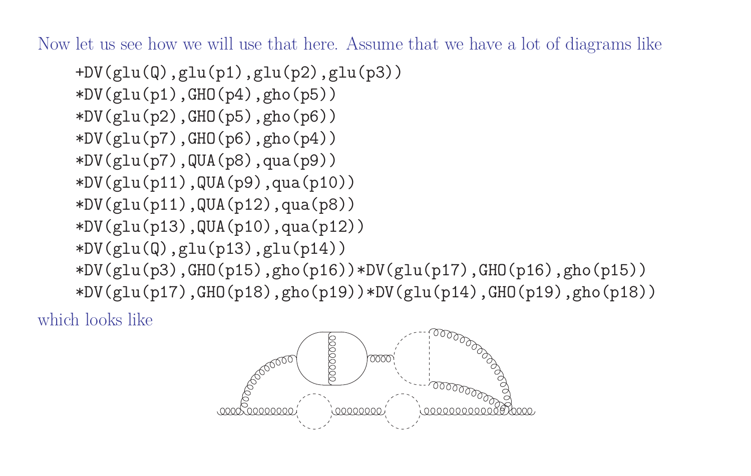Now let us see how we will use that here. Assume that we have a lot of diagrams like

```
+DV(glu(Q),glu(p1),glu(p2),glu(p3))
*DV(glu(p1),GHO(p4),gho(p5))
*DV(glu(p2),GHO(p5),gho(p6))
*DV(glu(p7),GHO(p6),gho(p4))
*DV(glu(p7),QUA(p8),qua(p9))
*DV(glu(p11),QUA(p9),qua(p10))
*DV(glu(p11),QUA(p12),qua(p8))
*DV(glu(p13),QUA(p10),qua(p12))
*DV(glu(Q),glu(p13),glu(p14))
*DV(glu(p3),GHO(p15),gho(p16))*DV(glu(p17),GHO(p16),gho(p15))
*DV(glu(p17),GHO(p18),gho(p19))*DV(glu(p14),GHO(p19),gho(p18))
```

which looks like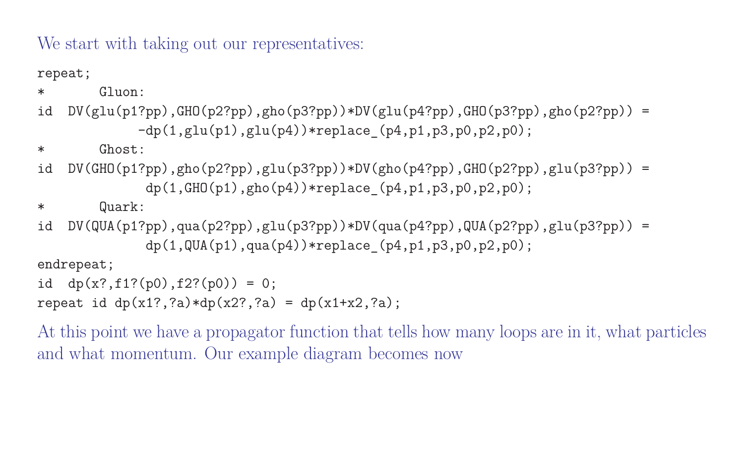We start with taking out our representatives:

```
repeat;
*       Gluon:
id  DV(glu(p1?pp),GHO(p2?pp),gho(p3?pp))*DV(glu(p4?pp),GHO(p3?pp),gho(p2?pp)) =
             -dp(1,glu(p1),glu(p4))*replace_(p4,p1,p3,p0,p2,p0);
*       Ghost:
id  DV(GHO(p1?pp),gho(p2?pp),glu(p3?pp))*DV(gho(p4?pp),GHO(p2?pp),glu(p3?pp)) =
              dp(1,GHO(p1),gho(p4))*replace_(p4,p1,p3,p0,p2,p0);
*       Quark:
id  DV(QUA(p1?pp),qua(p2?pp),glu(p3?pp))*DV(qua(p4?pp),QUA(p2?pp),glu(p3?pp)) =
              dp(1,QUA(p1),qua(p4))*replace_(p4,p1,p3,p0,p2,p0);
endrepeat;
id  dp(x?,f1?(p0),f2?(p0)) = 0;
repeat id dp(x1?,?a)*dp(x2?,?a) = dp(x1+x2,?a);
```

At this point we have a propagator function that tells how many loops are in it, what particles and what momentum. Our example diagram becomes now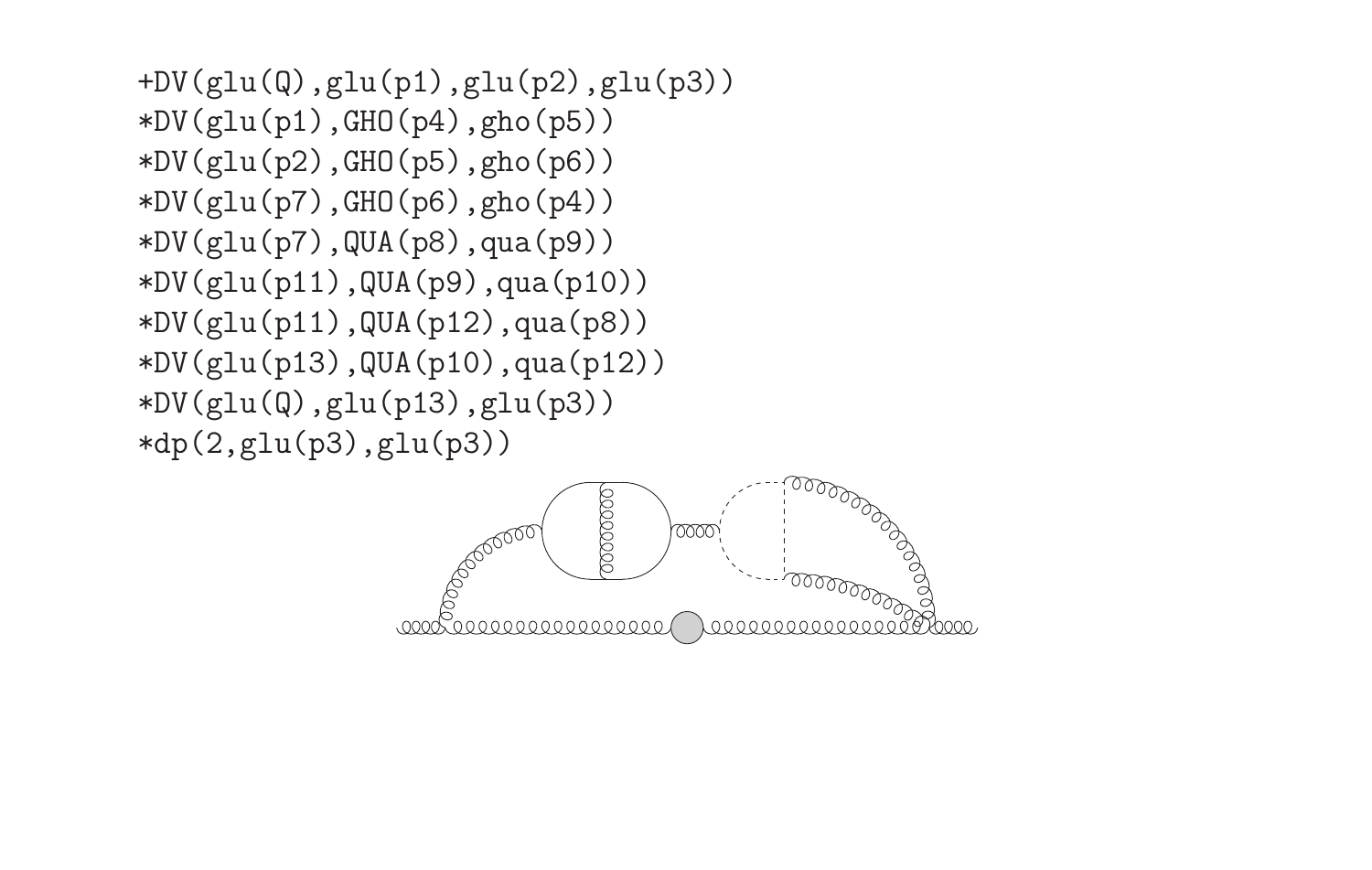```
+DV(glu(Q),glu(p1),glu(p2),glu(p3))
*DV(glu(p1),GHO(p4),gho(p5))
*DV(glu(p2),GHO(p5),gho(p6))
*DV(glu(p7),GHO(p6),gho(p4))
*DV(glu(p7),QUA(p8),qua(p9))
*DV(glu(p11),QUA(p9),qua(p10))
*DV(glu(p11),QUA(p12),qua(p8))
*DV(glu(p13),QUA(p10),qua(p12))
*DV(glu(Q),glu(p13),glu(p3))
*dp(2,glu(p3),glu(p3))
```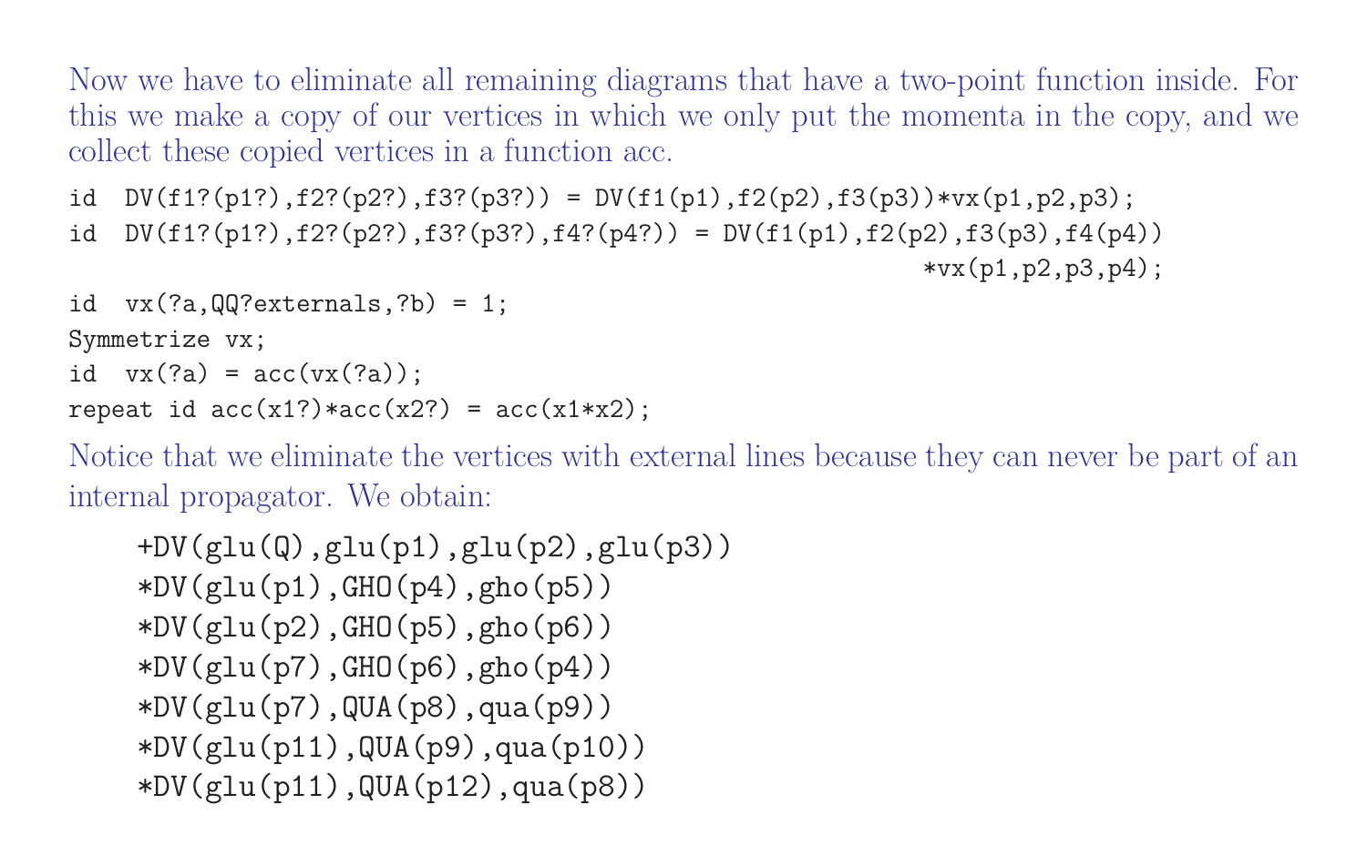Now we have to eliminate all remaining diagrams that have a two-point function inside. For this we make a copy of our vertices in which we only put the momenta in the copy, and we collect these copied vertices in a function acc.

```
id  DV(f1?(p1?),f2?(p2?),f3?(p3?)) = DV(f1(p1),f2(p2),f3(p3))*vx(p1,p2,p3);
id  DV(f1?(p1?),f2?(p2?),f3?(p3?),f4?(p4?)) = DV(f1(p1),f2(p2),f3(p3),f4(p4))
                                                              *vx(p1,p2,p3,p4);
id  vx(?a,QQ?externals,?b) = 1;
Symmetrize vx;
id  vx(?a) = acc(vx(?a));
repeat id acc(x1?)*acc(x2?) = acc(x1*x2);
```

Notice that we eliminate the vertices with external lines because they can never be part of an internal propagator. We obtain:

```
+DV(glu(Q),glu(p1),glu(p2),glu(p3))
*DV(glu(p1),GHO(p4),gho(p5))
*DV(glu(p2),GHO(p5),gho(p6))
*DV(glu(p7),GHO(p6),gho(p4))
*DV(glu(p7),QUA(p8),qua(p9))
*DV(glu(p11),QUA(p9),qua(p10))
*DV(glu(p11),QUA(p12),qua(p8))
```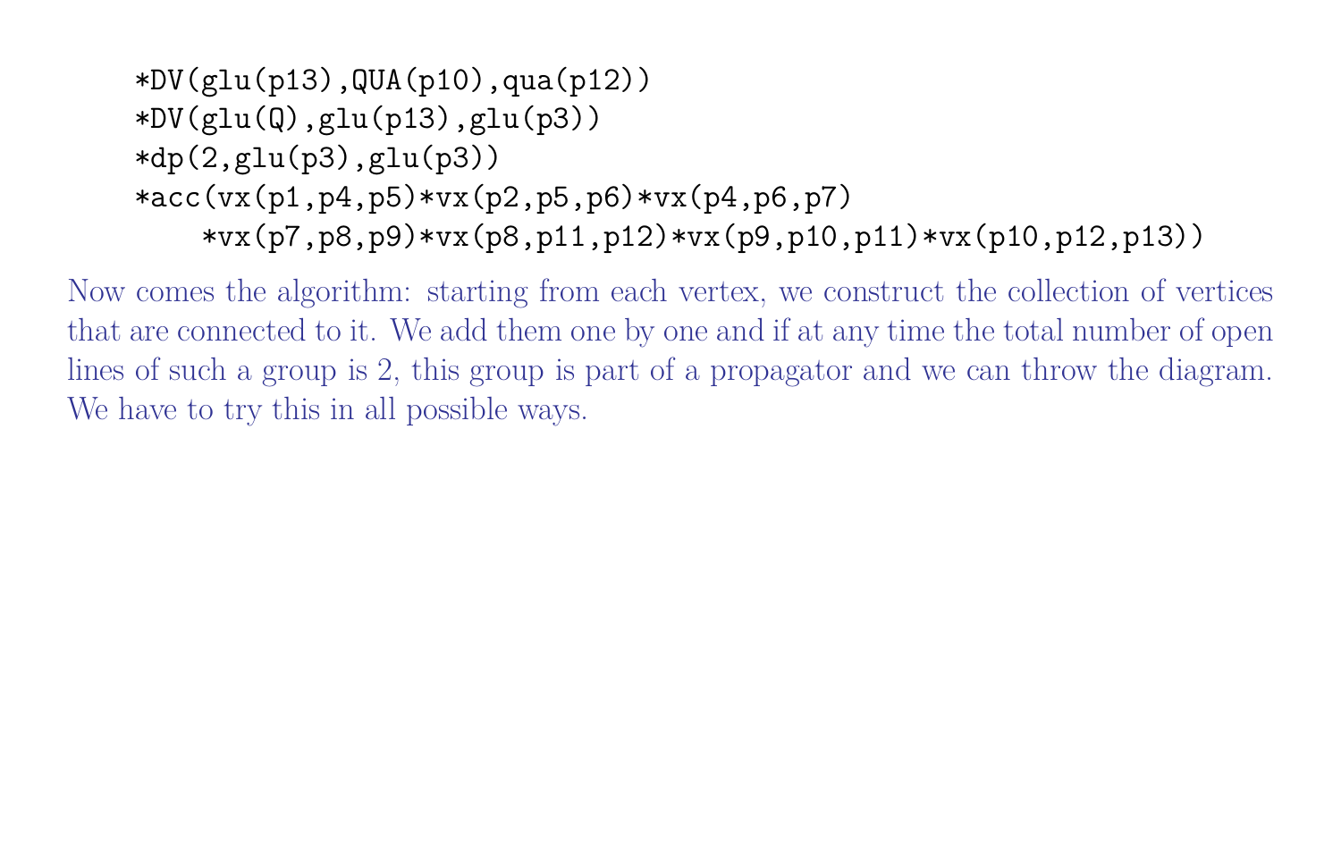```
*DV(glu(p13),QUA(p10),qua(p12))
*DV(glu(Q),glu(p13),glu(p3))
*dp(2,glu(p3),glu(p3))
*acc(vx(p1,p4,p5)*vx(p2,p5,p6)*vx(p4,p6,p7)
    *vx(p7,p8,p9)*vx(p8,p11,p12)*vx(p9,p10,p11)*vx(p10,p12,p13))
```

Now comes the algorithm: starting from each vertex, we construct the collection of vertices that are connected to it. We add them one by one and if at any time the total number of open lines of such a group is 2, this group is part of a propagator and we can throw the diagram. We have to try this in all possible ways.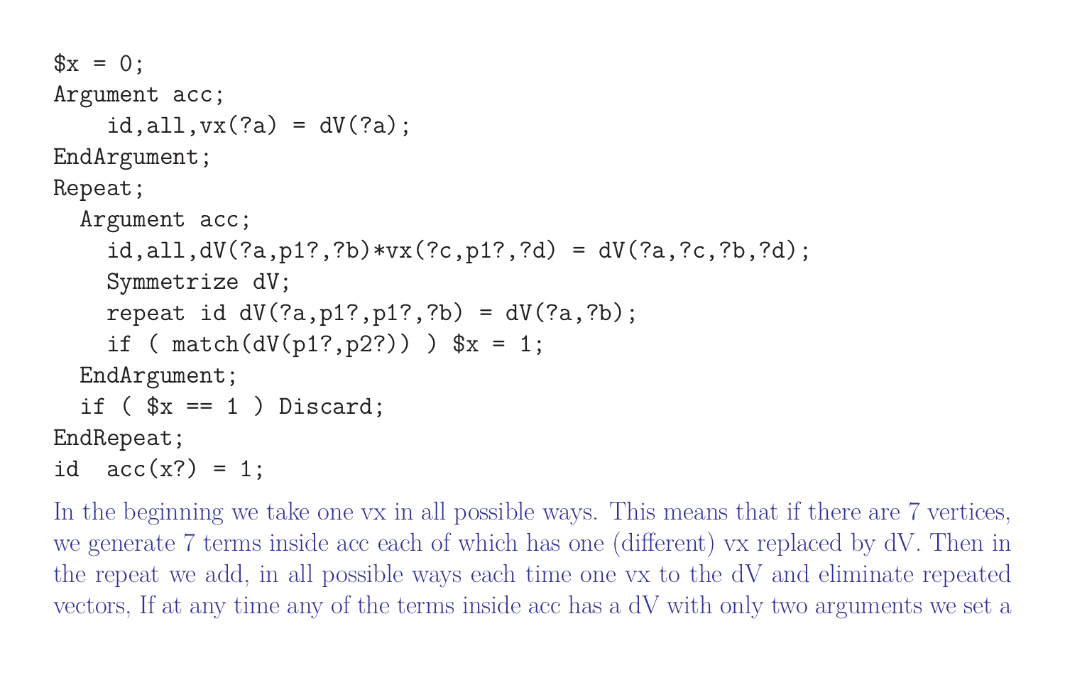```
$x = 0;
Argument acc;
    id,all,vx(?a) = dV(?a);
EndArgument;
Repeat;
  Argument acc;
    id,all,dV(?a,p1?,?b)*vx(?c,p1?,?d) = dV(?a,?c,?b,?d);
    Symmetrize dV;
    repeat id dV(?a,p1?,p1?,?b) = dV(?a,?b);
    if ( match(dV(p1?,p2?)) ) $x = 1;
  EndArgument;
  if ( $x == 1 ) Discard;
EndRepeat;
id  acc(x?) = 1;
```

In the beginning we take one vx in all possible ways. This means that if there are 7 vertices, we generate 7 terms inside acc each of which has one (different) vx replaced by dV. Then in the repeat we add, in all possible ways each time one vx to the dV and eliminate repeated vectors, If at any time any of the terms inside acc has a dV with only two arguments we set a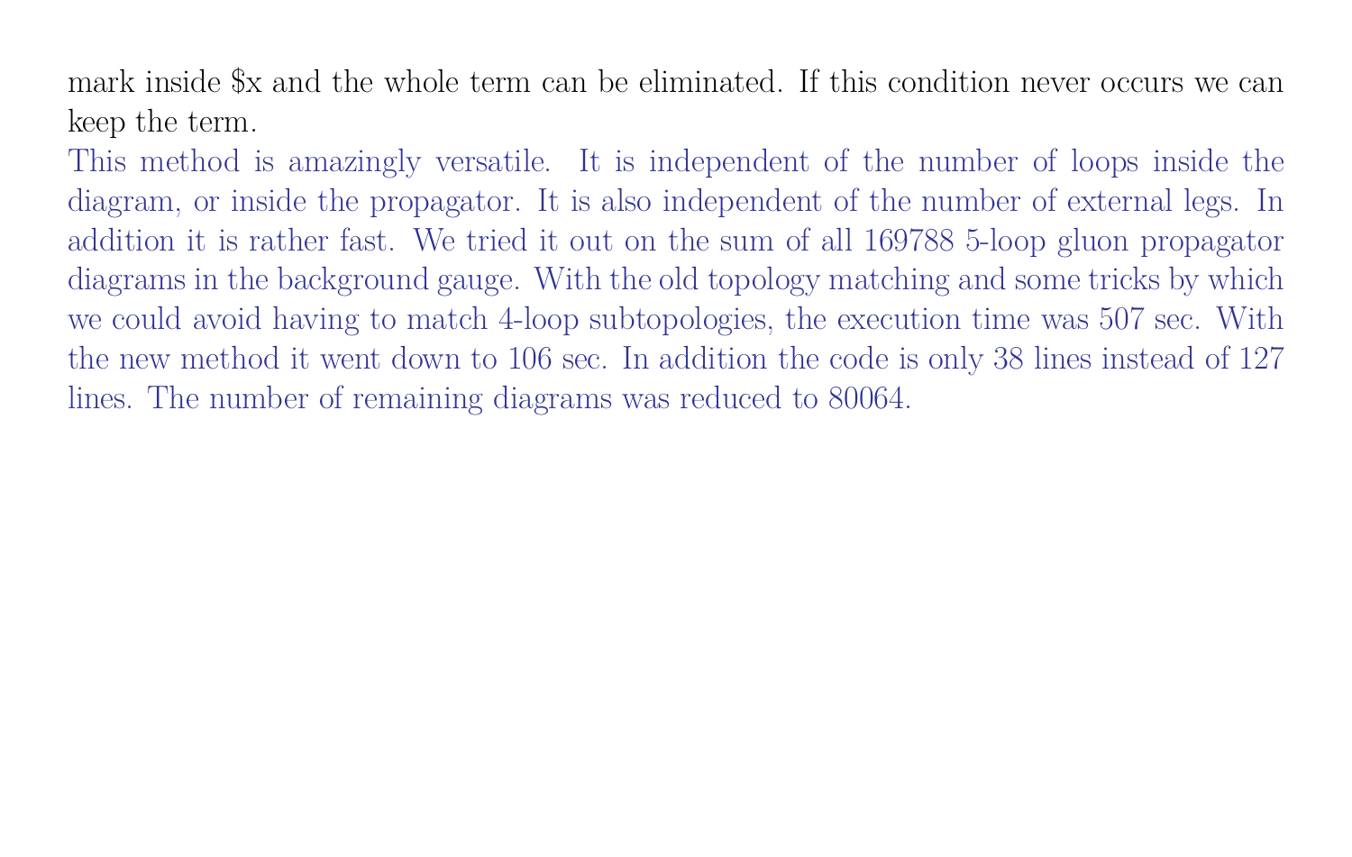mark inside $x and the whole term can be eliminated. If this condition never occurs we can keep the term.

This method is amazingly versatile. It is independent of the number of loops inside the diagram, or inside the propagator. It is also independent of the number of external legs. In addition it is rather fast. We tried it out on the sum of all 169788 5-loop gluon propagator diagrams in the background gauge. With the old topology matching and some tricks by which we could avoid having to match 4-loop subtopologies, the execution time was 507 sec. With the new method it went down to 106 sec. In addition the code is only 38 lines instead of 127 lines. The number of remaining diagrams was reduced to 80064.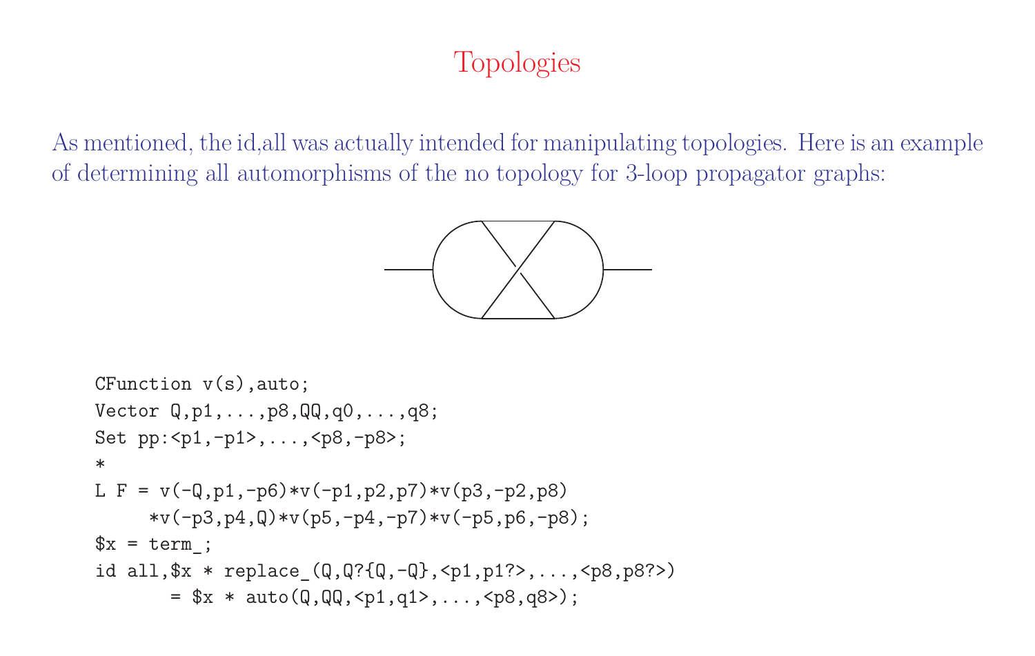# Topologies

As mentioned, the id,all was actually intended for manipulating topologies. Here is an example of determining all automorphisms of the no topology for 3-loop propagator graphs:

```
CFunction v(s),auto;
Vector Q,p1,...,p8,QQ,q0,...,q8;
Set pp:<p1,-p1>,...,<p8,-p8>;
*
L F = v(-Q,p1,-p6)*v(-p1,p2,p7)*v(p3,-p2,p8)
     *v(-p3,p4,Q)*v(p5,-p4,-p7)*v(-p5,p6,-p8);
$x = term_;
id all,$x * replace_(Q,Q?{Q,-Q},<p1,p1?>,...,<p8,p8?>)
       = $x * auto(Q,QQ,<p1,q1>,...,<p8,q8>);
```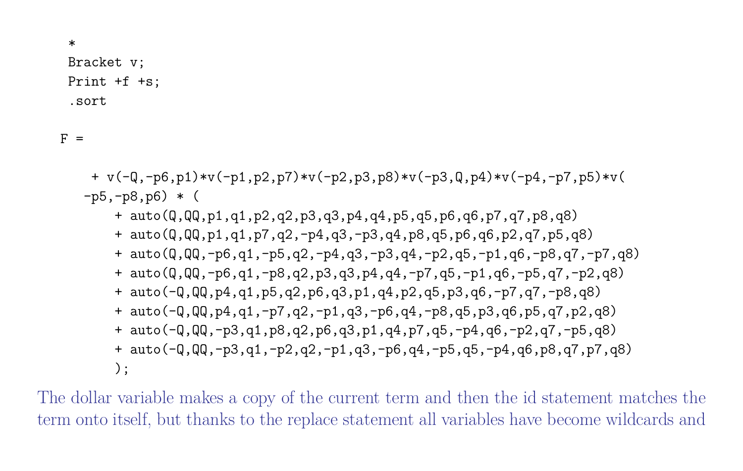```
*
Bracket v;
Print +f +s;
.sort

F =

    + v(-Q,-p6,p1)*v(-p1,p2,p7)*v(-p2,p3,p8)*v(-p3,Q,p4)*v(-p4,-p7,p5)*v(
  -p5,-p8,p6) * (
       + auto(Q,QQ,p1,q1,p2,q2,p3,q3,p4,q4,p5,q5,p6,q6,p7,q7,p8,q8)
       + auto(Q,QQ,p1,q1,p7,q2,-p4,q3,-p3,q4,p8,q5,p6,q6,p2,q7,p5,q8)
       + auto(Q,QQ,-p6,q1,-p5,q2,-p4,q3,-p3,q4,-p2,q5,-p1,q6,-p8,q7,-p7,q8)
       + auto(Q,QQ,-p6,q1,-p8,q2,p3,q3,p4,q4,-p7,q5,-p1,q6,-p5,q7,-p2,q8)
       + auto(-Q,QQ,p4,q1,p5,q2,p6,q3,p1,q4,p2,q5,p3,q6,-p7,q7,-p8,q8)
       + auto(-Q,QQ,p4,q1,-p7,q2,-p1,q3,-p6,q4,-p8,q5,p3,q6,p5,q7,p2,q8)
       + auto(-Q,QQ,-p3,q1,p8,q2,p6,q3,p1,q4,p7,q5,-p4,q6,-p2,q7,-p5,q8)
       + auto(-Q,QQ,-p3,q1,-p2,q2,-p1,q3,-p6,q4,-p5,q5,-p4,q6,p8,q7,p7,q8)
       );
```

The dollar variable makes a copy of the current term and then the id statement matches the term onto itself, but thanks to the replace statement all variables have become wildcards and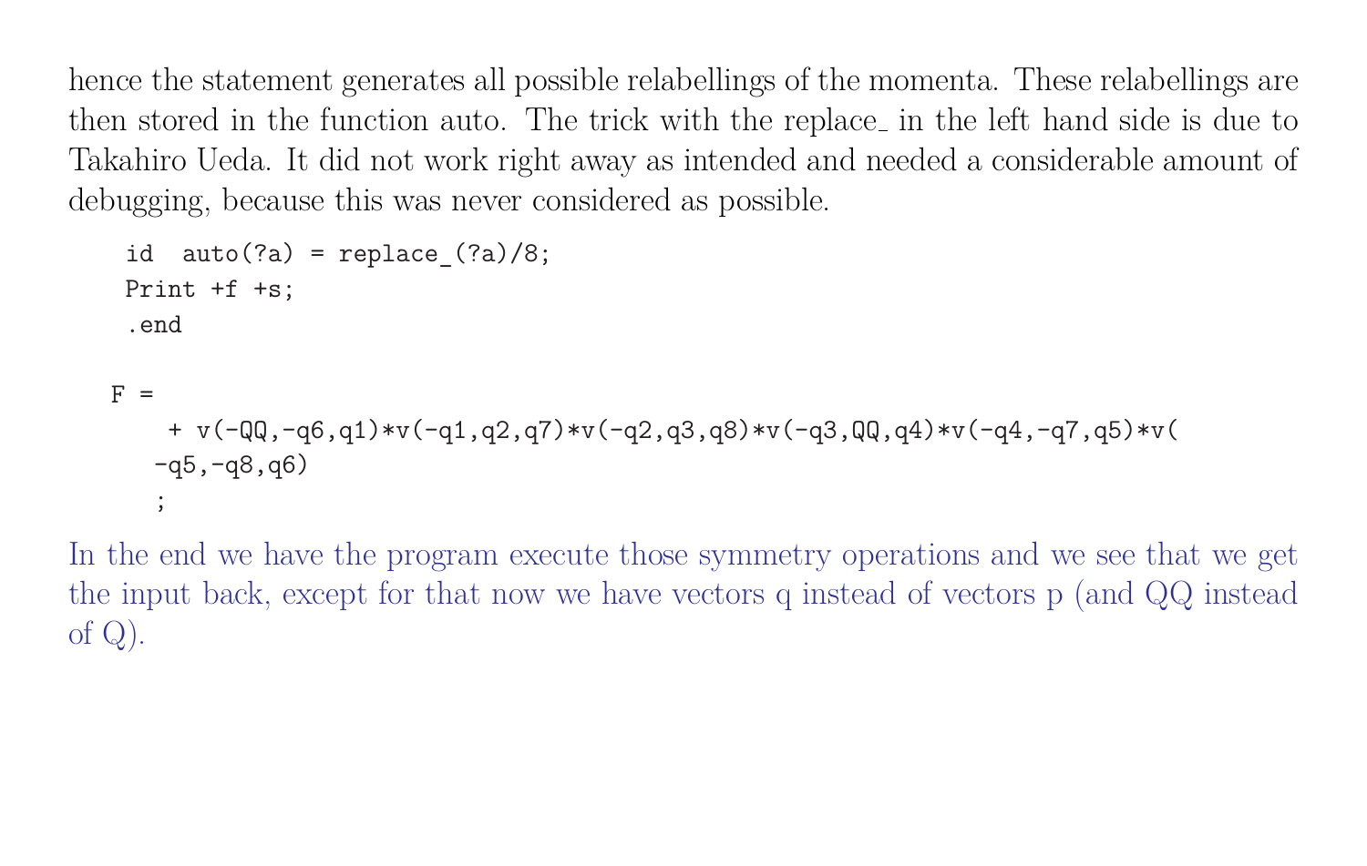hence the statement generates all possible relabellings of the momenta. These relabellings are then stored in the function auto. The trick with the replace_ in the left hand side is due to Takahiro Ueda. It did not work right away as intended and needed a considerable amount of debugging, because this was never considered as possible.

```
id  auto(?a) = replace_(?a)/8;
Print +f +s;
.end
```

```
F =
    + v(-QQ,-q6,q1)*v(-q1,q2,q7)*v(-q2,q3,q8)*v(-q3,QQ,q4)*v(-q4,-q7,q5)*v(
   -q5,-q8,q6)
   ;
```

In the end we have the program execute those symmetry operations and we see that we get the input back, except for that now we have vectors q instead of vectors p (and QQ instead of Q).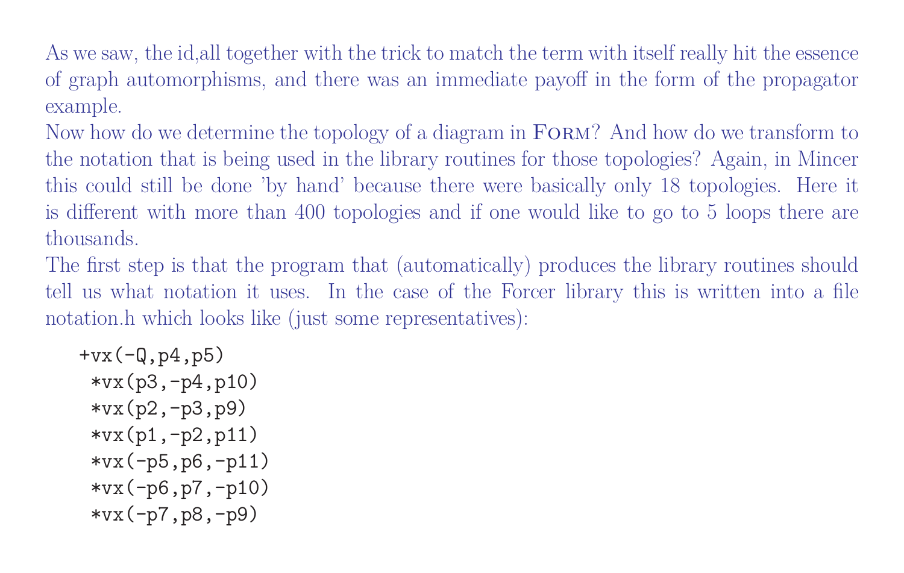As we saw, the id,all together with the trick to match the term with itself really hit the essence of graph automorphisms, and there was an immediate payoff in the form of the propagator example.

Now how do we determine the topology of a diagram in Form? And how do we transform to the notation that is being used in the library routines for those topologies? Again, in Mincer this could still be done 'by hand' because there were basically only 18 topologies. Here it is different with more than 400 topologies and if one would like to go to 5 loops there are thousands.

The first step is that the program that (automatically) produces the library routines should tell us what notation it uses. In the case of the Forcer library this is written into a file notation.h which looks like (just some representatives):

```
+vx(-Q,p4,p5)
 *vx(p3,-p4,p10)
 *vx(p2,-p3,p9)
 *vx(p1,-p2,p11)
 *vx(-p5,p6,-p11)
 *vx(-p6,p7,-p10)
 *vx(-p7,p8,-p9)
```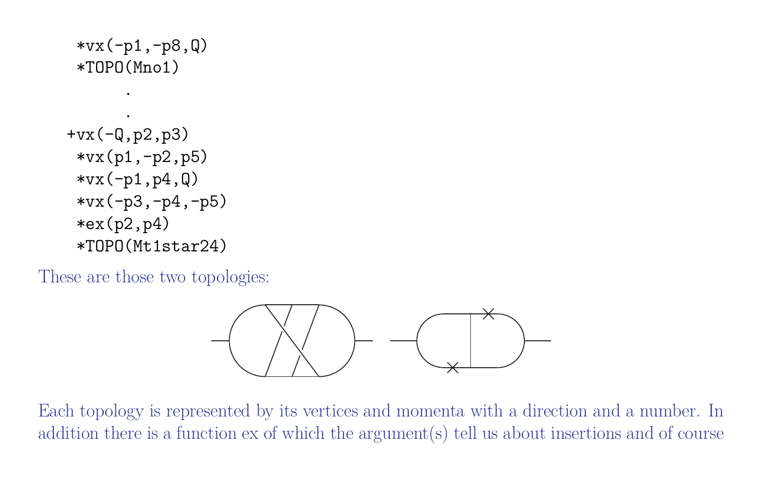```
 *vx(-p1,-p8,Q)
 *TOPO(Mno1)
      .
      .
+vx(-Q,p2,p3)
 *vx(p1,-p2,p5)
 *vx(-p1,p4,Q)
 *vx(-p3,-p4,-p5)
 *ex(p2,p4)
 *TOPO(Mt1star24)
```

These are those two topologies:

Each topology is represented by its vertices and momenta with a direction and a number. In addition there is a function ex of which the argument(s) tell us about insertions and of course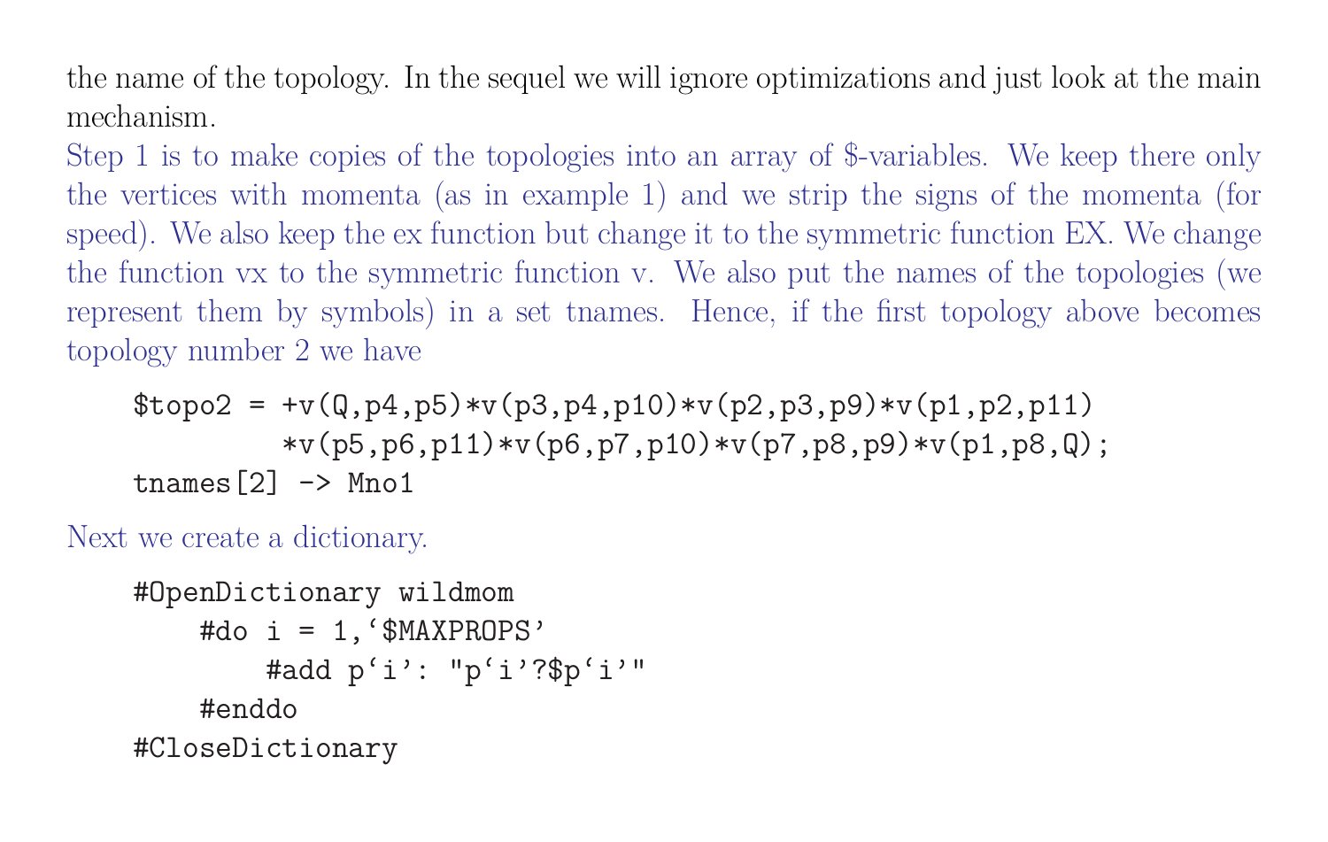the name of the topology. In the sequel we will ignore optimizations and just look at the main mechanism.

Step 1 is to make copies of the topologies into an array of $-variables. We keep there only the vertices with momenta (as in example 1) and we strip the signs of the momenta (for speed). We also keep the ex function but change it to the symmetric function EX. We change the function vx to the symmetric function v. We also put the names of the topologies (we represent them by symbols) in a set tnames. Hence, if the first topology above becomes topology number 2 we have

```
$topo2 = +v(Q,p4,p5)*v(p3,p4,p10)*v(p2,p3,p9)*v(p1,p2,p11)
         *v(p5,p6,p11)*v(p6,p7,p10)*v(p7,p8,p9)*v(p1,p8,Q);
tnames[2] -> Mno1
```

Next we create a dictionary.

```
#OpenDictionary wildmom
    #do i = 1,`$MAXPROPS'
        #add p`i': "p`i'?$p`i'"
    #enddo
#CloseDictionary
```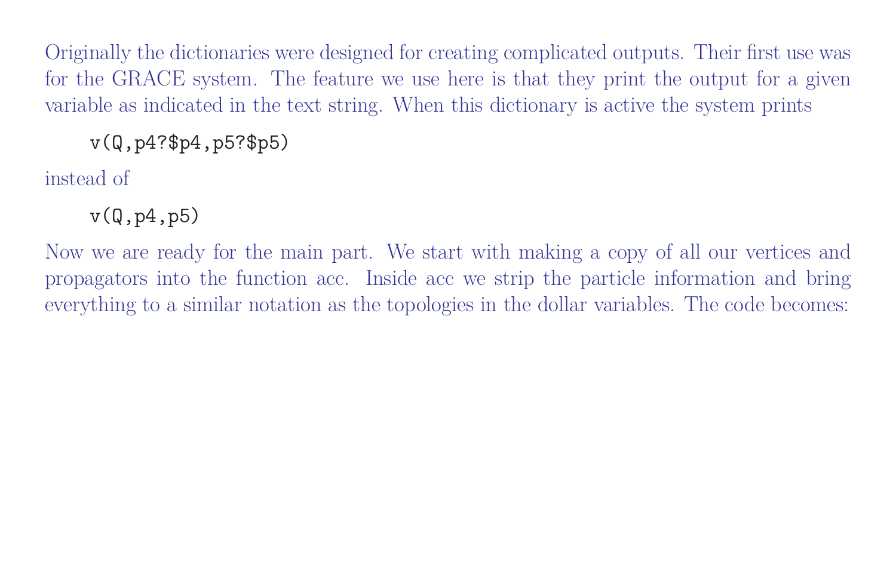Originally the dictionaries were designed for creating complicated outputs. Their first use was for the GRACE system. The feature we use here is that they print the output for a given variable as indicated in the text string. When this dictionary is active the system prints

```
v(Q,p4?$p4,p5?$p5)
```

instead of

```
v(Q,p4,p5)
```

Now we are ready for the main part. We start with making a copy of all our vertices and propagators into the function acc. Inside acc we strip the particle information and bring everything to a similar notation as the topologies in the dollar variables. The code becomes: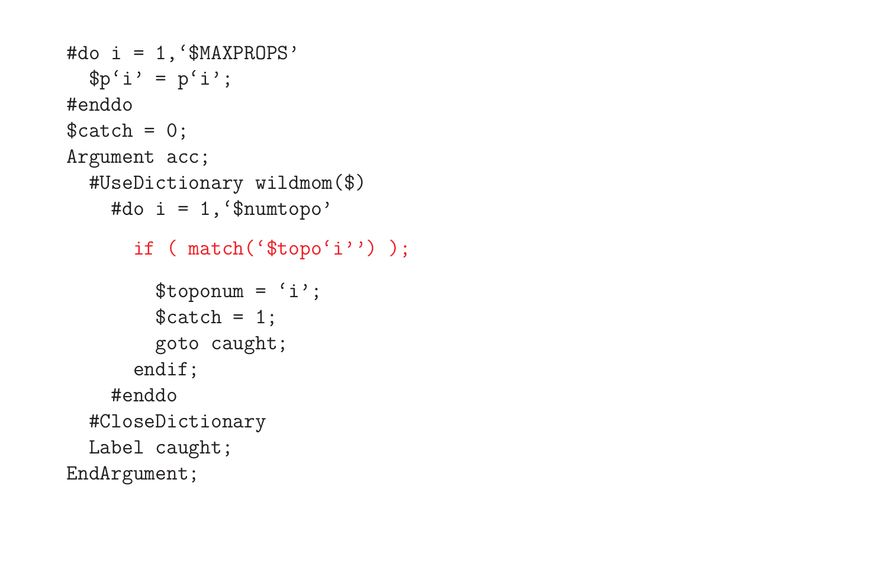```
#do i = 1,`$MAXPROPS'
  $p`i' = p`i';
#enddo
$catch = 0;
Argument acc;
  #UseDictionary wildmom($)
    #do i = 1,`$numtopo'
      if ( match(`$topo`i'') );
        $toponum = `i';
        $catch = 1;
        goto caught;
      endif;
    #enddo
  #CloseDictionary
  Label caught;
EndArgument;
```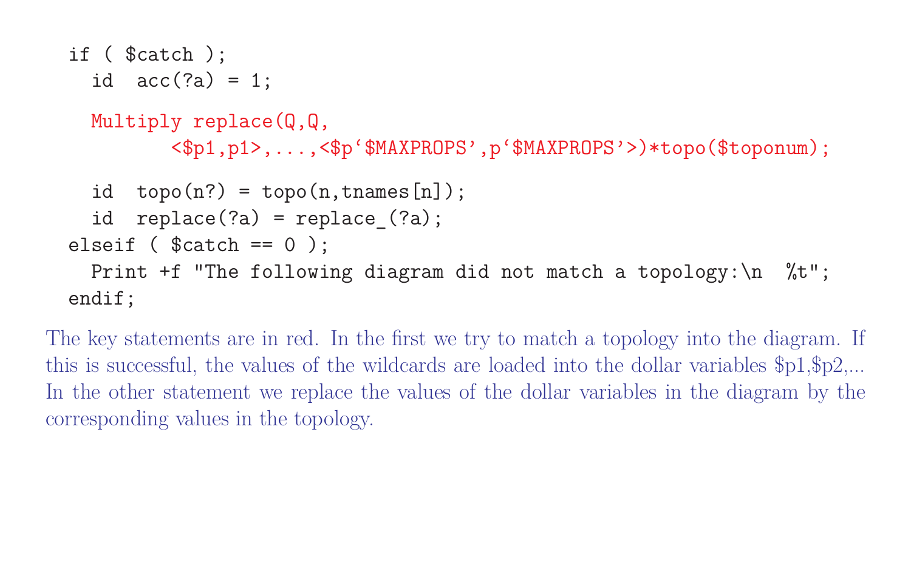```
if ( $catch );
  id  acc(?a) = 1;

  Multiply replace(Q,Q,
         <$p1,p1>,...,<$p`$MAXPROPS',p`$MAXPROPS'>)*topo($toponum);

  id  topo(n?) = topo(n,tnames[n]);
  id  replace(?a) = replace_(?a);
elseif ( $catch == 0 );
  Print +f "The following diagram did not match a topology:\n  %t";
endif;
```

The key statements are in red. In the first we try to match a topology into the diagram. If this is successful, the values of the wildcards are loaded into the dollar variables $p1,$p2,... In the other statement we replace the values of the dollar variables in the diagram by the corresponding values in the topology.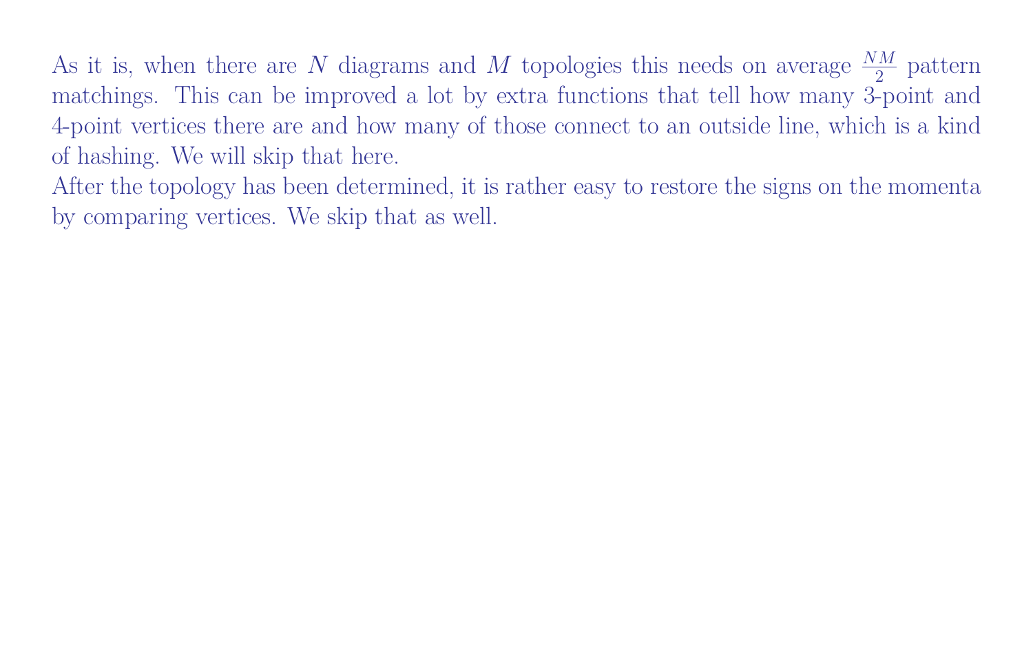As it is, when there are $N$ diagrams and $M$ topologies this needs on average $\frac{NM}{2}$ pattern matchings. This can be improved a lot by extra functions that tell how many 3-point and 4-point vertices there are and how many of those connect to an outside line, which is a kind of hashing. We will skip that here.

After the topology has been determined, it is rather easy to restore the signs on the momenta by comparing vertices. We skip that as well.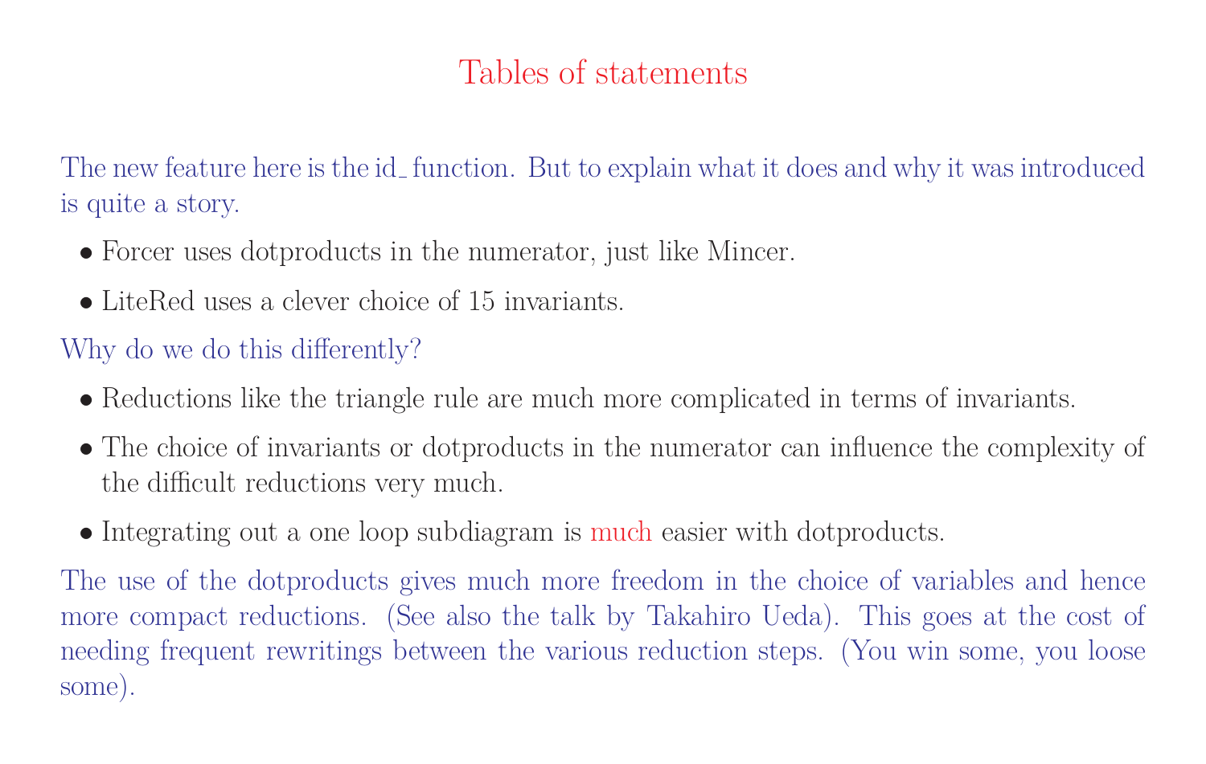# Tables of statements

The new feature here is the id_function. But to explain what it does and why it was introduced is quite a story.

- Forcer uses dotproducts in the numerator, just like Mincer.
- LiteRed uses a clever choice of 15 invariants.

Why do we do this differently?

- Reductions like the triangle rule are much more complicated in terms of invariants.
- The choice of invariants or dotproducts in the numerator can influence the complexity of the difficult reductions very much.
- Integrating out a one loop subdiagram is much easier with dotproducts.

The use of the dotproducts gives much more freedom in the choice of variables and hence more compact reductions. (See also the talk by Takahiro Ueda). This goes at the cost of needing frequent rewritings between the various reduction steps. (You win some, you loose some).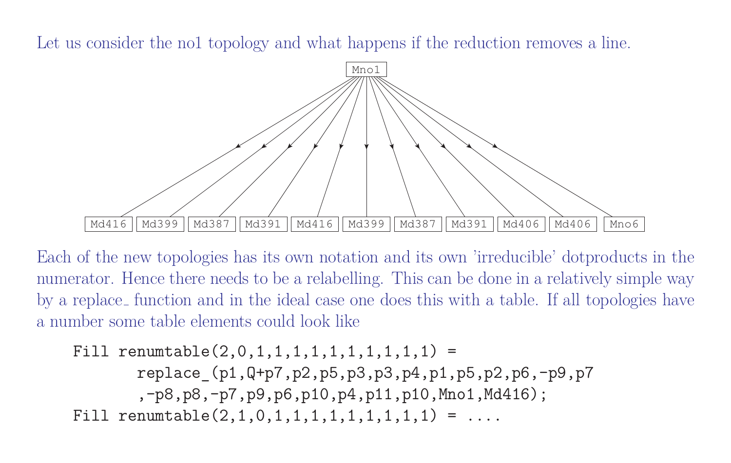Let us consider the no1 topology and what happens if the reduction removes a line.

```
                                        Mno1

Md416  Md399  Md387  Md391  Md416  Md399  Md387  Md391  Md406  Md406  Mno6
```

Each of the new topologies has its own notation and its own 'irreducible' dotproducts in the numerator. Hence there needs to be a relabelling. This can be done in a relatively simple way by a replace_ function and in the ideal case one does this with a table. If all topologies have a number some table elements could look like

```
Fill renumtable(2,0,1,1,1,1,1,1,1,1,1,1) =
        replace_(p1,Q+p7,p2,p5,p3,p3,p4,p1,p5,p2,p6,-p9,p7
        ,-p8,p8,-p7,p9,p6,p10,p4,p11,p10,Mno1,Md416);
Fill renumtable(2,1,0,1,1,1,1,1,1,1,1,1) = ....
```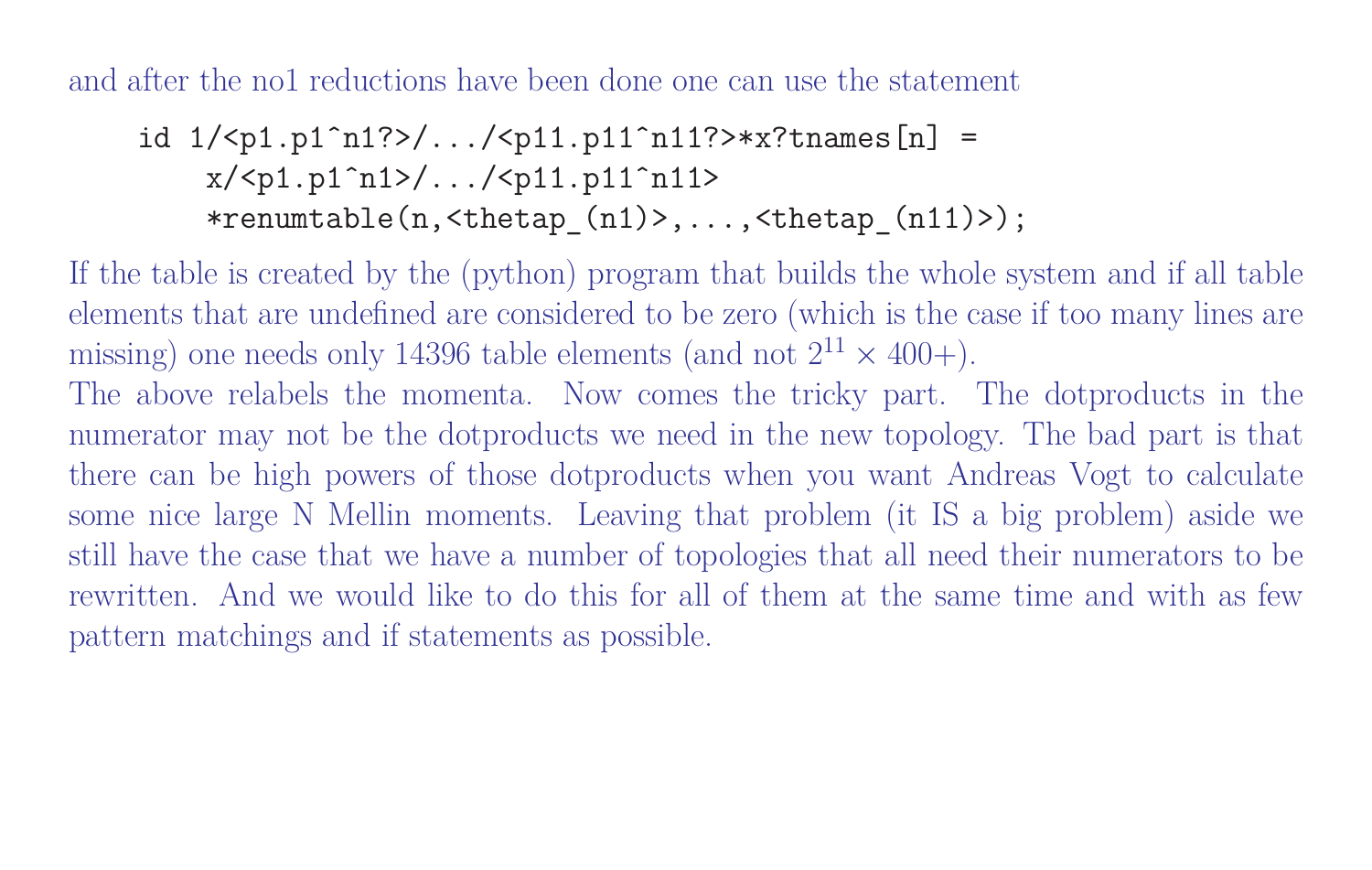and after the no1 reductions have been done one can use the statement

```
id 1/<p1.p1^n1?>/.../<p11.p11^n11?>*x?tnames[n] =
    x/<p1.p1^n1>/.../<p11.p11^n11>
    *renumtable(n,<thetap_(n1)>,...,<thetap_(n11)>);
```

If the table is created by the (python) program that builds the whole system and if all table elements that are undefined are considered to be zero (which is the case if too many lines are missing) one needs only 14396 table elements (and not $2^{11} \times 400+$).

The above relabels the momenta. Now comes the tricky part. The dotproducts in the numerator may not be the dotproducts we need in the new topology. The bad part is that there can be high powers of those dotproducts when you want Andreas Vogt to calculate some nice large N Mellin moments. Leaving that problem (it IS a big problem) aside we still have the case that we have a number of topologies that all need their numerators to be rewritten. And we would like to do this for all of them at the same time and with as few pattern matchings and if statements as possible.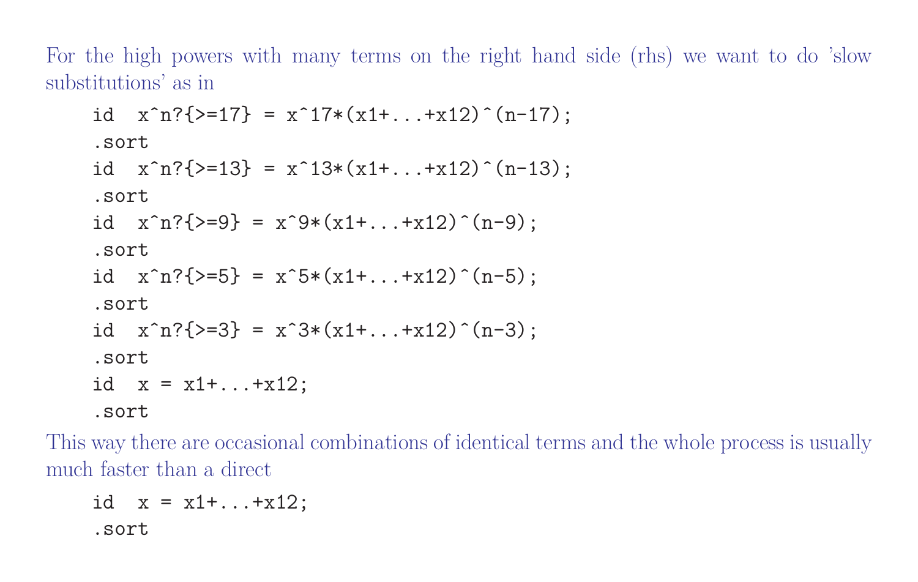For the high powers with many terms on the right hand side (rhs) we want to do 'slow substitutions' as in

```
id  x^n?{>=17} = x^17*(x1+...+x12)^(n-17);
.sort
id  x^n?{>=13} = x^13*(x1+...+x12)^(n-13);
.sort
id  x^n?{>=9} = x^9*(x1+...+x12)^(n-9);
.sort
id  x^n?{>=5} = x^5*(x1+...+x12)^(n-5);
.sort
id  x^n?{>=3} = x^3*(x1+...+x12)^(n-3);
.sort
id  x = x1+...+x12;
.sort
```

This way there are occasional combinations of identical terms and the whole process is usually much faster than a direct

```
id  x = x1+...+x12;
.sort
```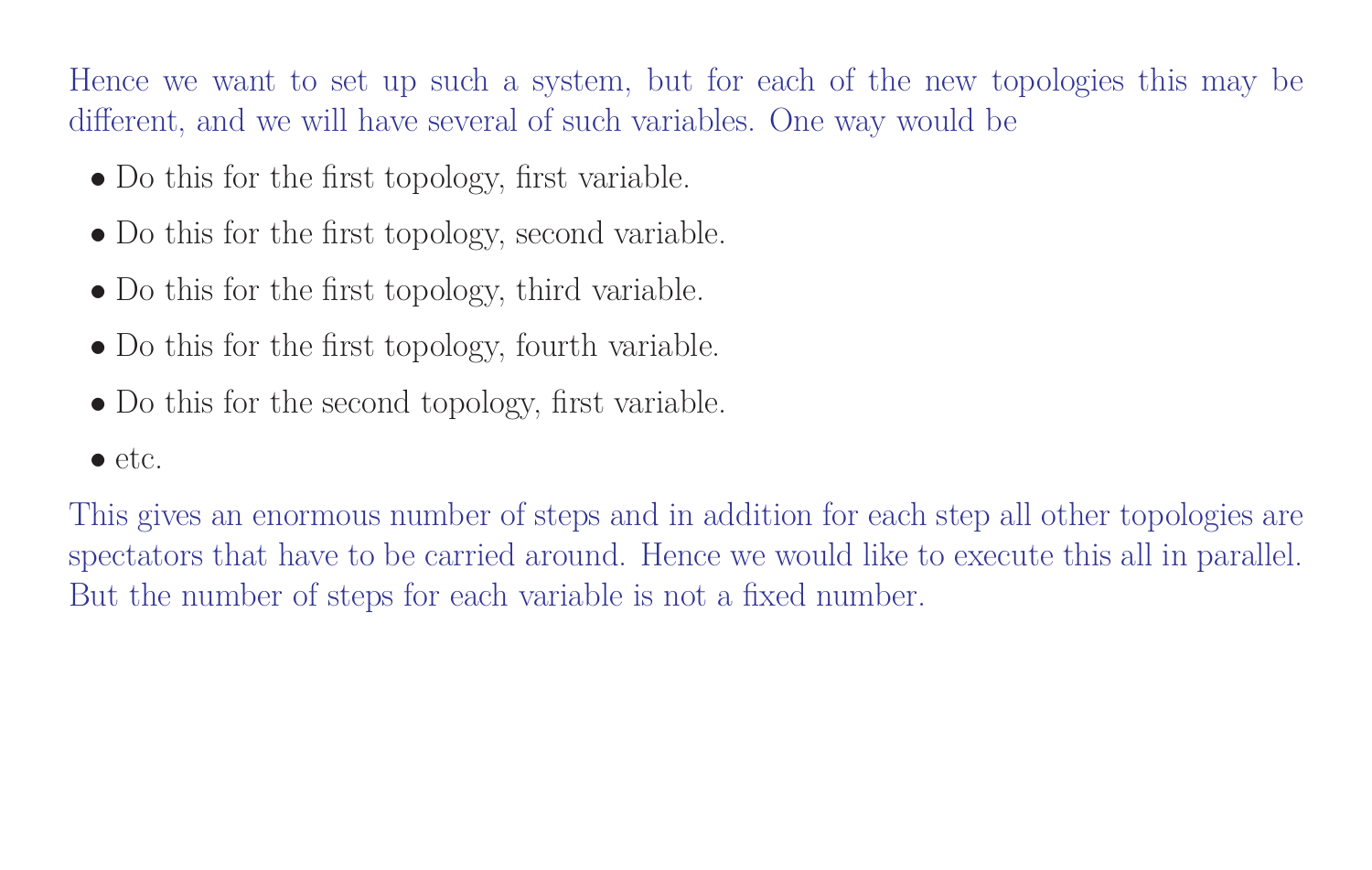Hence we want to set up such a system, but for each of the new topologies this may be different, and we will have several of such variables. One way would be

- Do this for the first topology, first variable.
- Do this for the first topology, second variable.
- Do this for the first topology, third variable.
- Do this for the first topology, fourth variable.
- Do this for the second topology, first variable.
- etc.

This gives an enormous number of steps and in addition for each step all other topologies are spectators that have to be carried around. Hence we would like to execute this all in parallel. But the number of steps for each variable is not a fixed number.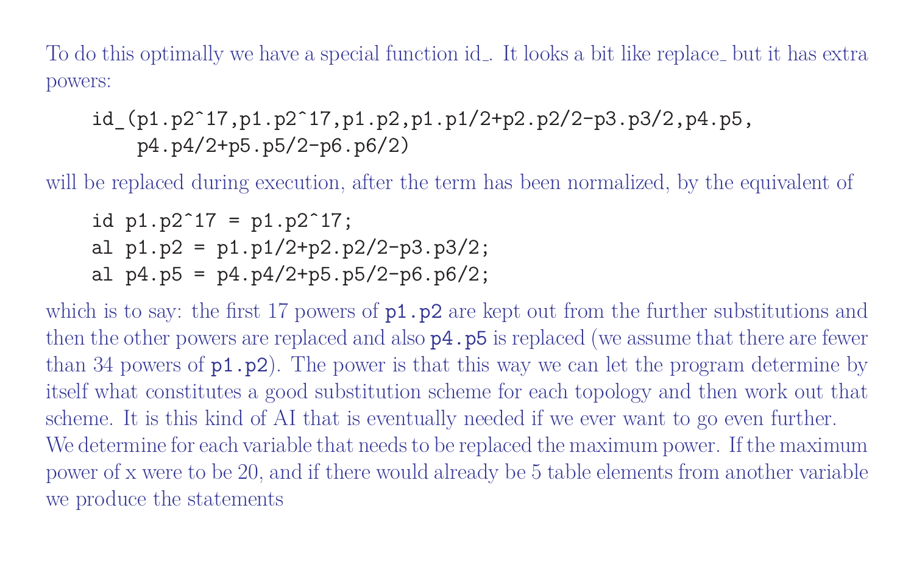To do this optimally we have a special function id_. It looks a bit like replace_ but it has extra powers:

```
id_(p1.p2^17,p1.p2^17,p1.p2,p1.p1/2+p2.p2/2-p3.p3/2,p4.p5,
    p4.p4/2+p5.p5/2-p6.p6/2)
```

will be replaced during execution, after the term has been normalized, by the equivalent of

```
id p1.p2^17 = p1.p2^17;
al p1.p2 = p1.p1/2+p2.p2/2-p3.p3/2;
al p4.p5 = p4.p4/2+p5.p5/2-p6.p6/2;
```

which is to say: the first 17 powers of `p1.p2` are kept out from the further substitutions and then the other powers are replaced and also `p4.p5` is replaced (we assume that there are fewer than 34 powers of `p1.p2`). The power is that this way we can let the program determine by itself what constitutes a good substitution scheme for each topology and then work out that scheme. It is this kind of AI that is eventually needed if we ever want to go even further. We determine for each variable that needs to be replaced the maximum power. If the maximum power of x were to be 20, and if there would already be 5 table elements from another variable we produce the statements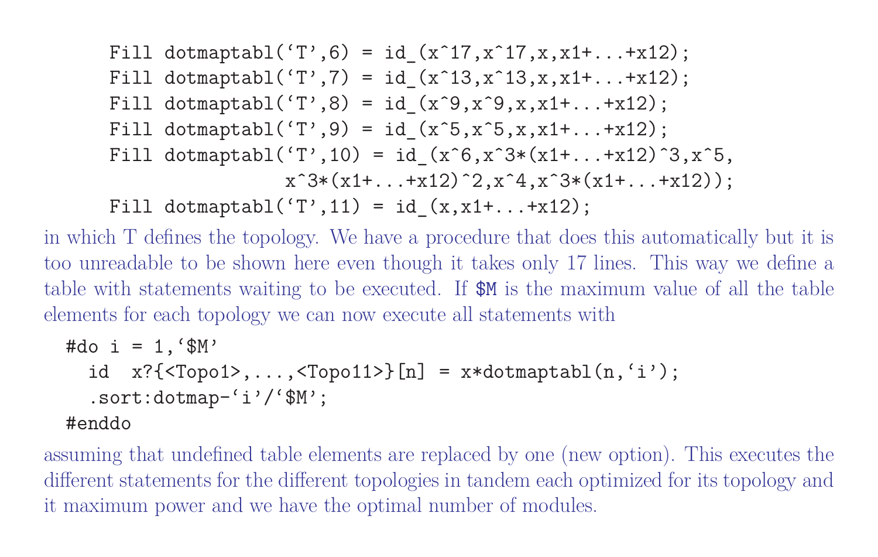```
Fill dotmaptabl(‘T’,6) = id_(x^17,x^17,x,x1+...+x12);
Fill dotmaptabl(‘T’,7) = id_(x^13,x^13,x,x1+...+x12);
Fill dotmaptabl(‘T’,8) = id_(x^9,x^9,x,x1+...+x12);
Fill dotmaptabl(‘T’,9) = id_(x^5,x^5,x,x1+...+x12);
Fill dotmaptabl(‘T’,10) = id_(x^6,x^3*(x1+...+x12)^3,x^5,
                x^3*(x1+...+x12)^2,x^4,x^3*(x1+...+x12));
Fill dotmaptabl(‘T’,11) = id_(x,x1+...+x12);
```

in which T defines the topology. We have a procedure that does this automatically but it is too unreadable to be shown here even though it takes only 17 lines. This way we define a table with statements waiting to be executed. If `$M` is the maximum value of all the table elements for each topology we can now execute all statements with

```
#do i = 1,‘$M’
  id  x?{<Topo1>,...,<Topo11>}[n] = x*dotmaptabl(n,‘i’);
  .sort:dotmap-‘i’/‘$M’;
#enddo
```

assuming that undefined table elements are replaced by one (new option). This executes the different statements for the different topologies in tandem each optimized for its topology and it maximum power and we have the optimal number of modules.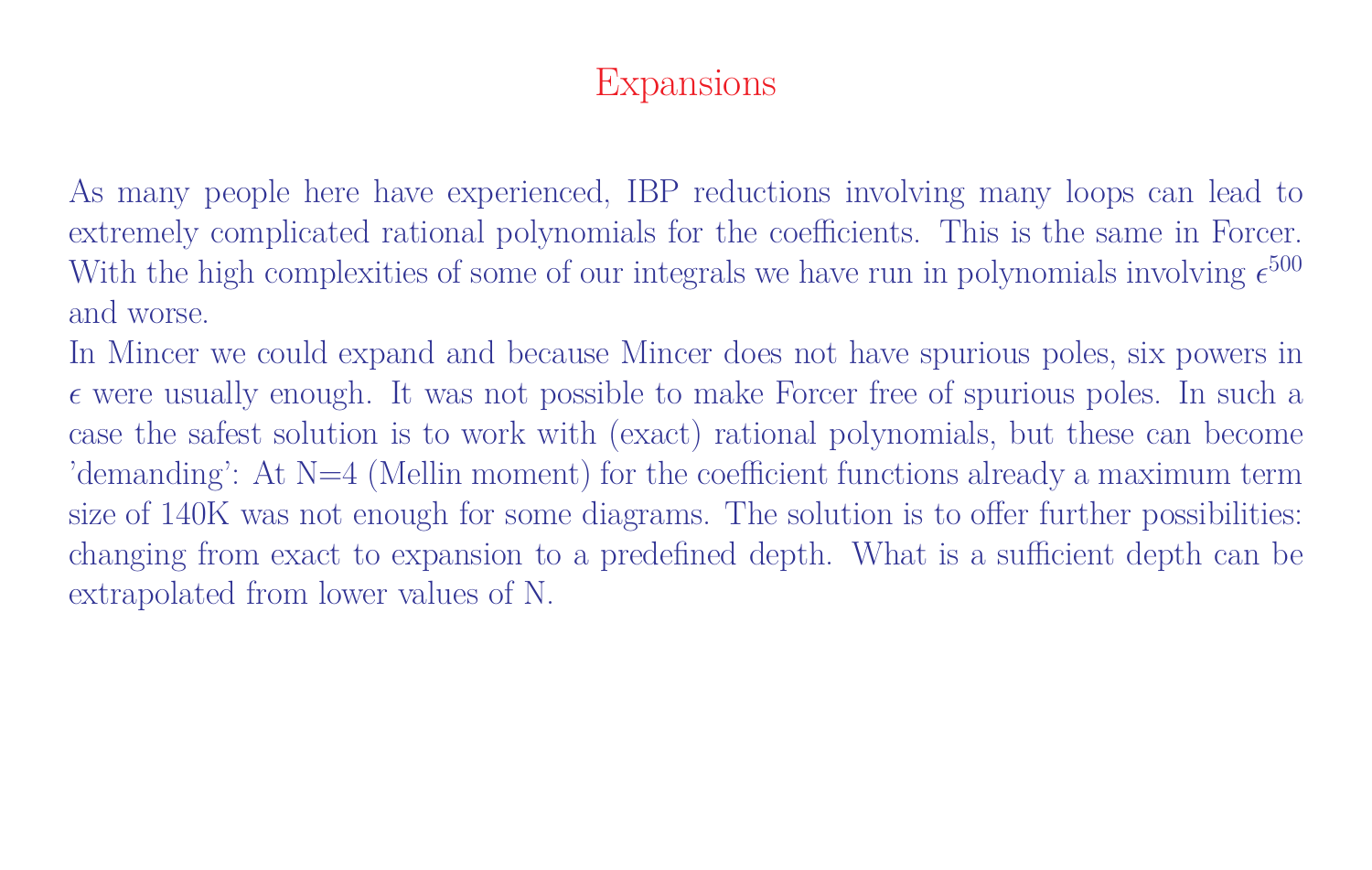# Expansions

As many people here have experienced, IBP reductions involving many loops can lead to extremely complicated rational polynomials for the coefficients. This is the same in Forcer. With the high complexities of some of our integrals we have run in polynomials involving $\epsilon^{500}$ and worse.

In Mincer we could expand and because Mincer does not have spurious poles, six powers in $\epsilon$ were usually enough. It was not possible to make Forcer free of spurious poles. In such a case the safest solution is to work with (exact) rational polynomials, but these can become 'demanding': At N=4 (Mellin moment) for the coefficient functions already a maximum term size of 140K was not enough for some diagrams. The solution is to offer further possibilities: changing from exact to expansion to a predefined depth. What is a sufficient depth can be extrapolated from lower values of N.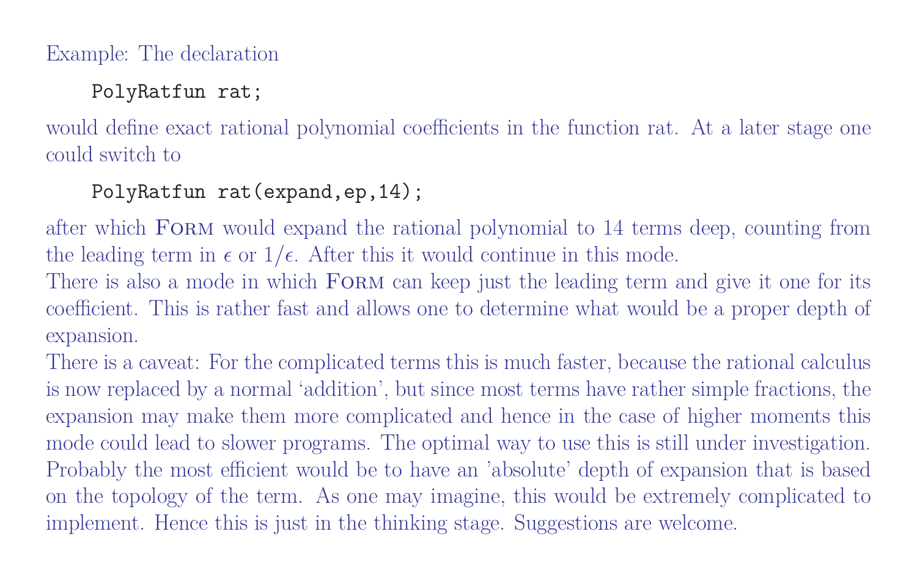Example: The declaration

```
PolyRatfun rat;
```

would define exact rational polynomial coefficients in the function rat. At a later stage one could switch to

```
PolyRatfun rat(expand,ep,14);
```

after which FORM would expand the rational polynomial to 14 terms deep, counting from the leading term in $\epsilon$ or $1/\epsilon$. After this it would continue in this mode.

There is also a mode in which FORM can keep just the leading term and give it one for its coefficient. This is rather fast and allows one to determine what would be a proper depth of expansion.

There is a caveat: For the complicated terms this is much faster, because the rational calculus is now replaced by a normal 'addition', but since most terms have rather simple fractions, the expansion may make them more complicated and hence in the case of higher moments this mode could lead to slower programs. The optimal way to use this is still under investigation. Probably the most efficient would be to have an 'absolute' depth of expansion that is based on the topology of the term. As one may imagine, this would be extremely complicated to implement. Hence this is just in the thinking stage. Suggestions are welcome.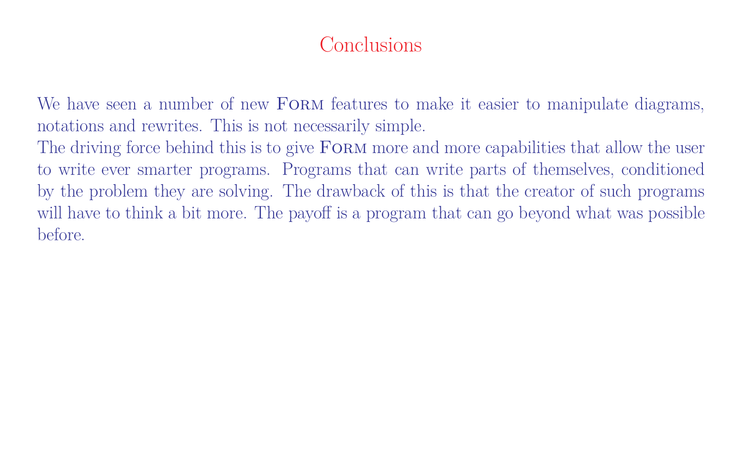# Conclusions

We have seen a number of new Form features to make it easier to manipulate diagrams, notations and rewrites. This is not necessarily simple.
The driving force behind this is to give Form more and more capabilities that allow the user to write ever smarter programs. Programs that can write parts of themselves, conditioned by the problem they are solving. The drawback of this is that the creator of such programs will have to think a bit more. The payoff is a program that can go beyond what was possible before.